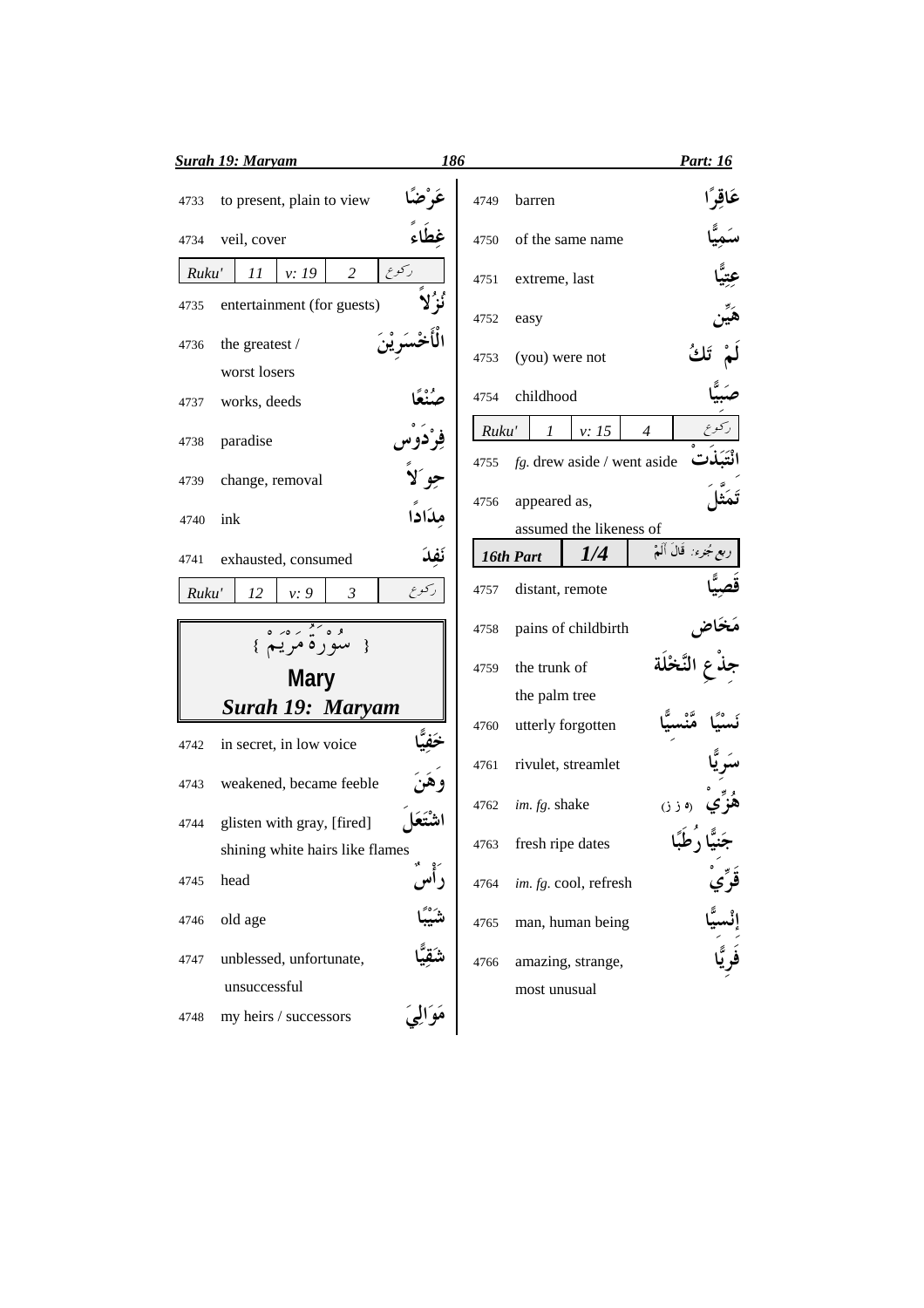| No. | Meaning | Arabic |
|---|---|---|
| 4733 | to present, plain to view | عَرْضًا |
| 4734 | veil, cover | غِطَاءً |

| Ruku' | 11 | v: 19 | 2 | ركوع |
|---|---|---|---|---|

| No. | Meaning | Arabic |
|---|---|---|
| 4735 | entertainment (for guests) | نُزُلاً |
| 4736 | the greatest / worst losers | الْأَخْسَرِيْنَ |
| 4737 | works, deeds | صُنْعًا |
| 4738 | paradise | فِرْدَوْس |
| 4739 | change, removal | حِوَلاً |
| 4740 | ink | مِدَادًا |
| 4741 | exhausted, consumed | نَفِدَ |

| Ruku' | 12 | v: 9 | 3 | ركوع |
|---|---|---|---|---|

## { سُوْرَةُ مَرْيَمْ }

## Mary

## *Surah 19: Maryam*

| No. | Meaning | Arabic |
|---|---|---|
| 4742 | in secret, in low voice | خَفِيًّا |
| 4743 | weakened, became feeble | وَهَنَ |
| 4744 | glisten with gray, [fired] shining white hairs like flames | اشْتَعَلَ |
| 4745 | head | رَأْسٌ |
| 4746 | old age | شَيْبًا |
| 4747 | unblessed, unfortunate, unsuccessful | شَقِيًّا |
| 4748 | my heirs / successors | مَوَالِيَ |
| 4749 | barren | عَاقِرًا |
| 4750 | of the same name | سَمِيًّا |
| 4751 | extreme, last | عِتِيًّا |
| 4752 | easy | هَيِّن |
| 4753 | (you) were not | لَمْ تَكُ |
| 4754 | childhood | صَبِيًّا |

| Ruku' | 1 | v: 15 | 4 | ركوع |
|---|---|---|---|---|

| No. | Meaning | Arabic |
|---|---|---|
| 4755 | *fg.* drew aside / went aside | انْتَبَذَتْ |
| 4756 | appeared as, assumed the likeness of | تَمَثَّلَ |

| 16th Part | 1/4 | ربع جُزء: قَالَ أَلَمْ |
|---|---|---|

| No. | Meaning | Arabic |
|---|---|---|
| 4757 | distant, remote | قَصِيًّا |
| 4758 | pains of childbirth | مَخَاض |
| 4759 | the trunk of the palm tree | جِذْعِ النَّخْلَة |
| 4760 | utterly forgotten | نَسْيًا مَّنْسِيًّا |
| 4761 | rivulet, streamlet | سَرِيًّا |
| 4762 | *im. fg.* shake | هُزِّيْ (ه ز ز) |
| 4763 | fresh ripe dates | جَنِيًّا رُطَبًا |
| 4764 | *im. fg.* cool, refresh | قَرِّيْ |
| 4765 | man, human being | إِنْسِيًّا |
| 4766 | amazing, strange, most unusual | فَرِيًّا |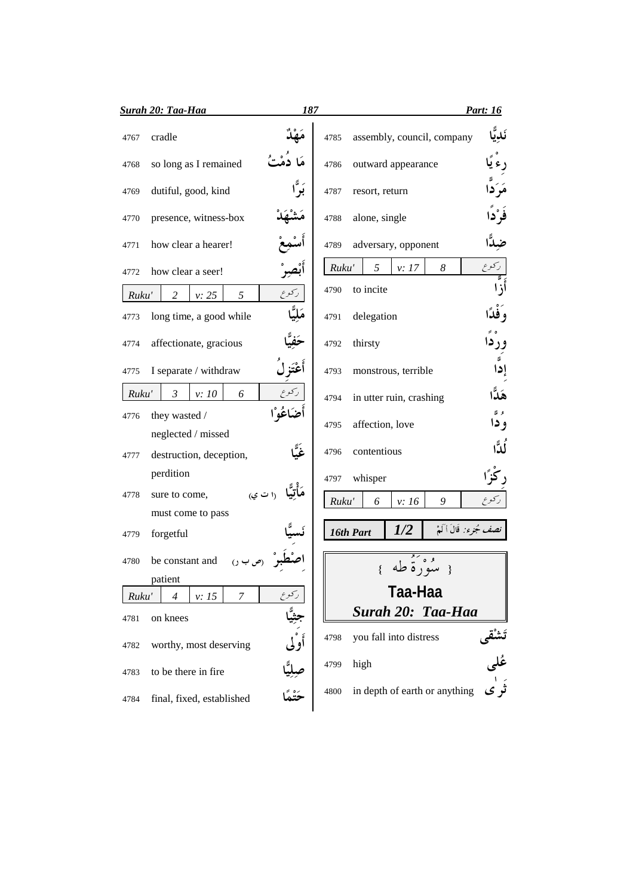| No. | Meaning | Arabic |
|---|---|---|
| 4767 | cradle | مَهْدٌ |
| 4768 | so long as I remained | مَا دُمْتُ |
| 4769 | dutiful, good, kind | بَرًّا |
| 4770 | presence, witness-box | مَشْهَدْ |
| 4771 | how clear a hearer! | أَسْمِعْ |
| 4772 | how clear a seer! | أَبْصِرْ |
| Ruku' 2 | v: 25 | 5 رکوع |
| 4773 | long time, a good while | مَلِيًّا |
| 4774 | affectionate, gracious | حَفِيًّا |
| 4775 | I separate / withdraw | أَعْتَزِلُ |
| Ruku' 3 | v: 10 | 6 رکوع |
| 4776 | they wasted / neglected / missed | أَضَاعُوْا |
| 4777 | destruction, deception, perdition | غَيًّا |
| 4778 | sure to come, must come to pass | مَأْتِيًّا (ا ت ي) |
| 4779 | forgetful | نَسِيًّا |
| 4780 | be constant and patient | اِصْطَبِرْ (ص ب ر) |
| Ruku' 4 | v: 15 | 7 رکوع |
| 4781 | on knees | جِثِيًّا |
| 4782 | worthy, most deserving | أَوْلٰى |
| 4783 | to be there in fire | صِلِيًّا |
| 4784 | final, fixed, established | حَتْمًا |
| 4785 | assembly, council, company | نَدِيًّا |
| 4786 | outward appearance | رِءْيًا |
| 4787 | resort, return | مَرَدًّا |
| 4788 | alone, single | فَرْدًا |
| 4789 | adversary, opponent | ضِدًّا |
| Ruku' 5 | v: 17 | 8 رکوع |
| 4790 | to incite | أَزًّا |
| 4791 | delegation | وَفْدًا |
| 4792 | thirsty | وِرْدًا |
| 4793 | monstrous, terrible | إِدًّا |
| 4794 | in utter ruin, crashing | هَدًّا |
| 4795 | affection, love | وُدًّا |
| 4796 | contentious | لُدًّا |
| 4797 | whisper | رِكْزًا |
| Ruku' 6 | v: 16 | 9 رکوع |

**16th Part 1/2** نصف جُزء: قَالَ أَلَمْ

## { سُوْرَةُ طه }

## Taa-Haa

### Surah 20: Taa-Haa

| No. | Meaning | Arabic |
|---|---|---|
| 4798 | you fall into distress | تَشْقٰى |
| 4799 | high | عُلٰى |
| 4800 | in depth of earth or anything | ثَرٰى |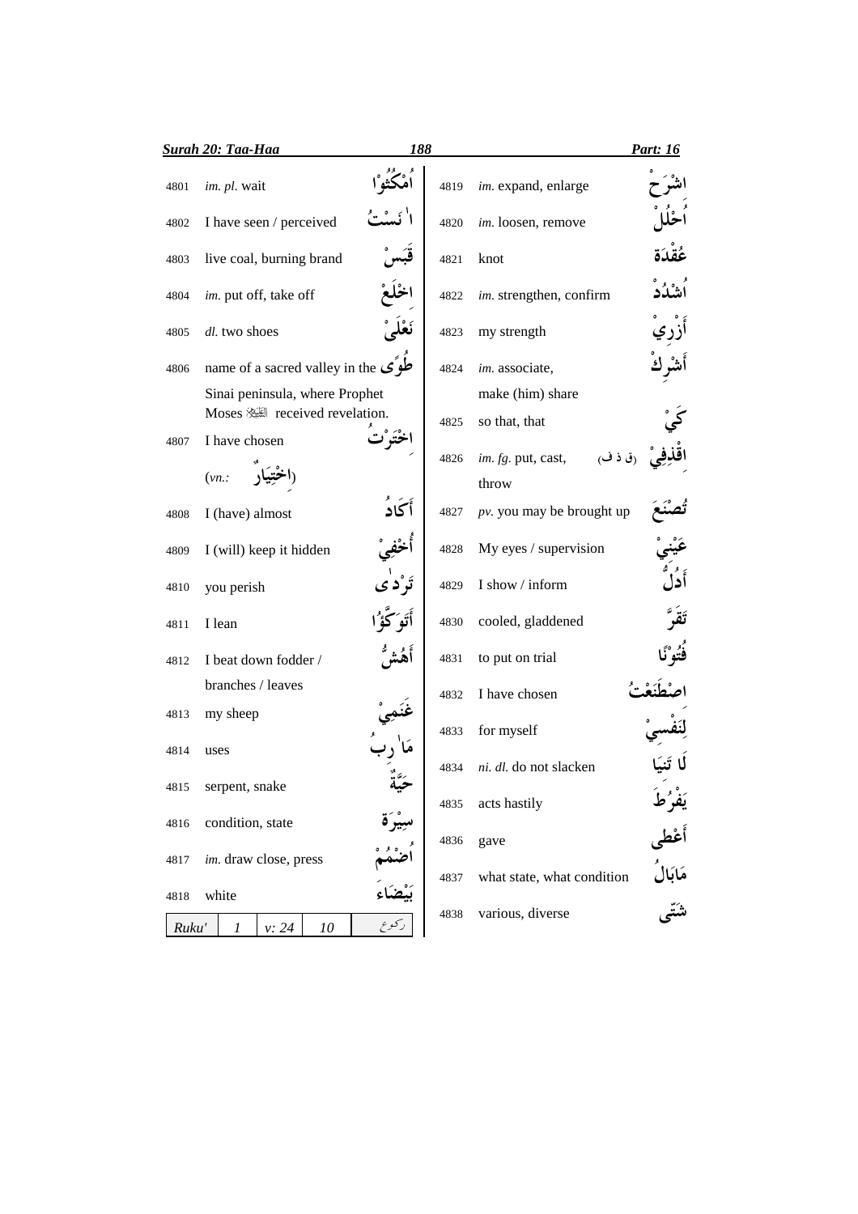| No. | Meaning | Arabic |
|---|---|---|
| 4801 | *im. pl.* wait | اُمْكُثُوْا |
| 4802 | I have seen / perceived | اٰنَسْتُ |
| 4803 | live coal, burning brand | قَبَسْ |
| 4804 | *im.* put off, take off | اخْلَعْ |
| 4805 | *dl.* two shoes | نَعْلَیْ |
| 4806 | name of a sacred valley in the Sinai peninsula, where Prophet Moses ﷺ received revelation. | طُوًی |
| 4807 | I have chosen (*vn.*: اخْتِیَارٌ) | اخْتَرْتُ |
| 4808 | I (have) almost | أَكَادُ |
| 4809 | I (will) keep it hidden | أُخْفِيْ |
| 4810 | you perish | تَرْدٰی |
| 4811 | I lean | أَتَوَكَّؤُا |
| 4812 | I beat down fodder / branches / leaves | أَهُشُّ |
| 4813 | my sheep | غَنَمِيْ |
| 4814 | uses | مَاٰرِبُ |
| 4815 | serpent, snake | حَيَّةٌ |
| 4816 | condition, state | سِيْرَةَ |
| 4817 | *im.* draw close, press | اُضْمُمْ |
| 4818 | white | بَيْضَاءَ |
| 4819 | *im.* expand, enlarge | اشْرَحْ |
| 4820 | *im.* loosen, remove | اُحْلُلْ |
| 4821 | knot | عُقْدَةَ |
| 4822 | *im.* strengthen, confirm | اُشْدُدْ |
| 4823 | my strength | أَزْرِيْ |
| 4824 | *im.* associate, make (him) share | أَشْرِكْ |
| 4825 | so that, that | كَيْ |
| 4826 | *im. fg.* put, cast, throw (ق ذ ف) | اقْذِفِيْ |
| 4827 | *pv.* you may be brought up | تُصْنَعَ |
| 4828 | My eyes / supervision | عَيْنِيْ |
| 4829 | I show / inform | أَدُلُّ |
| 4830 | cooled, gladdened | تَقَرَّ |
| 4831 | to put on trial | فُتُوْنًا |
| 4832 | I have chosen | اصْطَنَعْتُ |
| 4833 | for myself | لِنَفْسِيْ |
| 4834 | *ni. dl.* do not slacken | لَا تَنِيَا |
| 4835 | acts hastily | يَفْرُطَ |
| 4836 | gave | أَعْطٰى |
| 4837 | what state, what condition | مَابَالُ |
| 4838 | various, diverse | شَتّٰى |

| Ruku' | 1 | v: 24 | 10 | رکوع |
|---|---|---|---|---|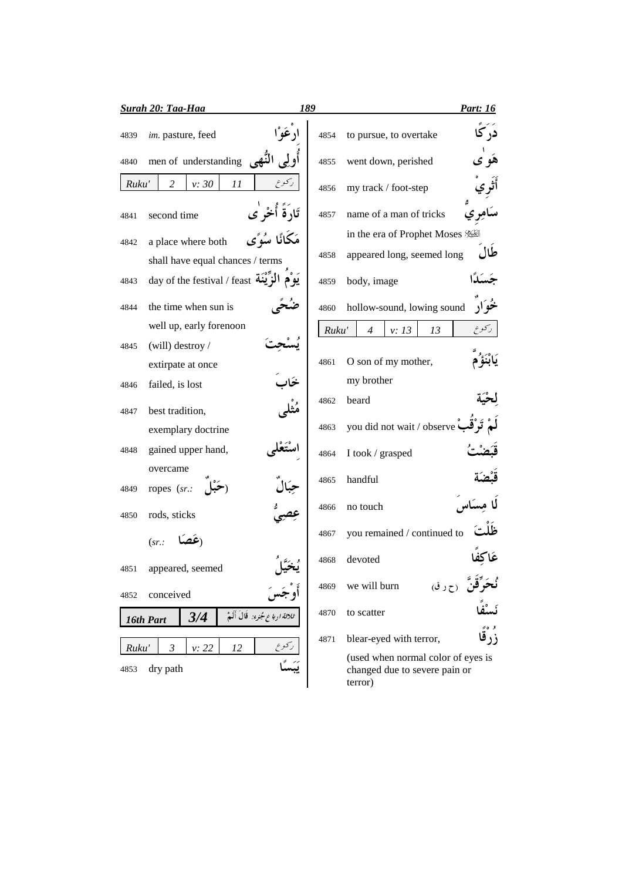| No. | Meaning | Arabic |
|---|---|---|
| 4839 | *im.* pasture, feed | ارْعَوْا |
| 4840 | men of understanding | أُولِي النُّهٰى |

| Ruku' | 2 | v: 30 | 11 | ركوع |
|---|---|---|---|---|

| No. | Meaning | Arabic |
|---|---|---|
| 4841 | second time | تَارَةً أُخْرٰى |
| 4842 | a place where both shall have equal chances / terms | مَكَانًا سُوًى |
| 4843 | day of the festival / feast | يَوْمُ الزِّيْنَةِ |
| 4844 | the time when sun is well up, early forenoon | ضُحًى |
| 4845 | (will) destroy / extirpate at once | يُسْحِتَ |
| 4846 | failed, is lost | خَابَ |
| 4847 | best tradition, exemplary doctrine | مُثْلٰى |
| 4848 | gained upper hand, overcame | اسْتَعْلٰى |
| 4849 | ropes (*sr.:* حَبْلٌ) | حِبَالٌ |
| 4850 | rods, sticks (*sr.:* عَصَا) | عِصِيٌّ |
| 4851 | appeared, seemed | يُخَيَّلُ |
| 4852 | conceived | أَوْجَسَ |

| 16th Part | 3/4 | ثلاثة ارباع جُزء: قَالَ أَلَمْ |
|---|---|---|

| Ruku' | 3 | v: 22 | 12 | ركوع |
|---|---|---|---|---|

| No. | Meaning | Arabic |
|---|---|---|
| 4853 | dry path | يَبَسًا |
| 4854 | to pursue, to overtake | دَرَكًا |
| 4855 | went down, perished | هَوٰى |
| 4856 | my track / foot-step | أَثَرِيْ |
| 4857 | name of a man of tricks in the era of Prophet Moses ﷺ | سَامِرِيٌّ |
| 4858 | appeared long, seemed long | طَالَ |
| 4859 | body, image | جَسَدًا |
| 4860 | hollow-sound, lowing sound | خُوَارٌ |

| Ruku' | 4 | v: 13 | 13 | ركوع |
|---|---|---|---|---|

| No. | Meaning | Arabic |
|---|---|---|
| 4861 | O son of my mother, my brother | يَابْنَؤُمَّ |
| 4862 | beard | لِحْيَة |
| 4863 | you did not wait / observe | لَمْ تَرْقُبْ |
| 4864 | I took / grasped | قَبَضْتُ |
| 4865 | handful | قَبْضَة |
| 4866 | no touch | لَا مِسَاسَ |
| 4867 | you remained / continued to | ظَلْتَ |
| 4868 | devoted | عَاكِفًا |
| 4869 | we will burn (ح ر ق) | نُحَرِّقَنَّ |
| 4870 | to scatter | نَسْفًا |
| 4871 | blear-eyed with terror, (used when normal color of eyes is changed due to severe pain or terror) | زُرْقًا |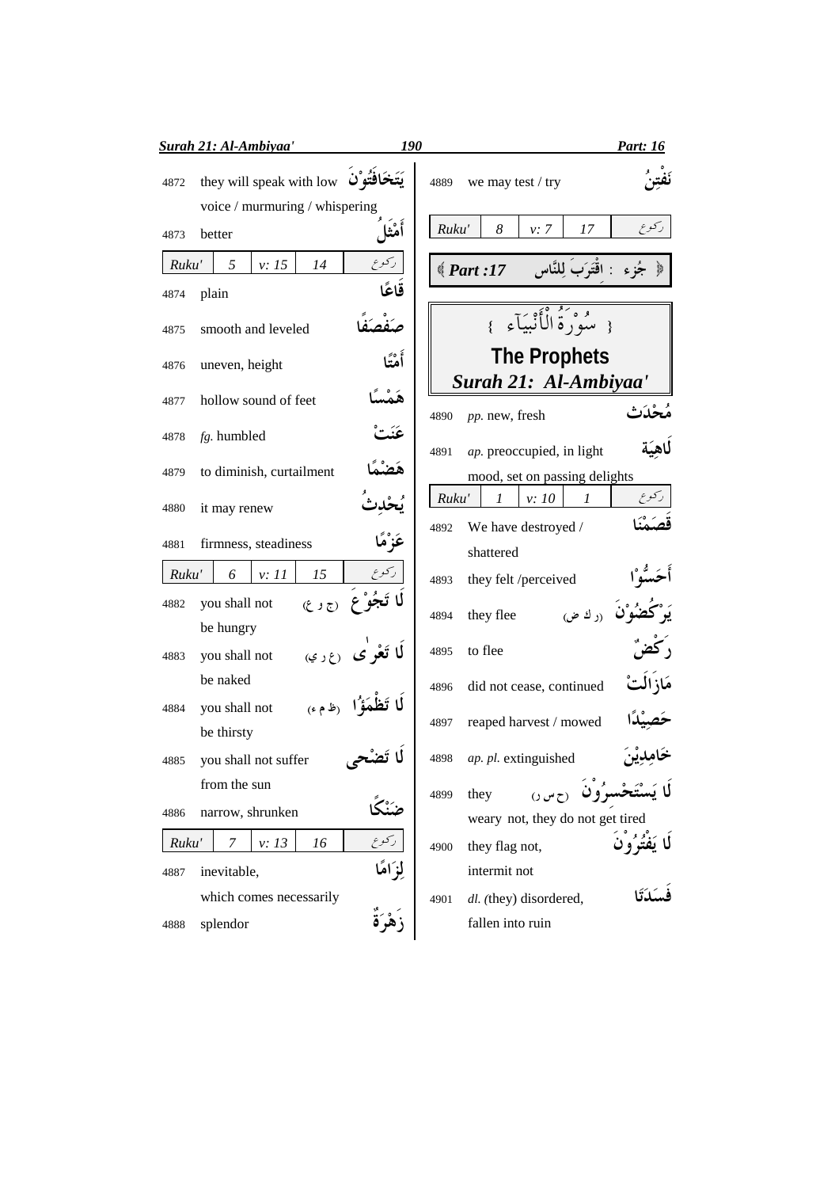4872 they will speak with low voice / murmuring / whispering — يَتَخَافَتُوْنَ

4873 better — أَمْثَلُ

| Ruku' | 5 | v: 15 | 14 | ركوع |
|---|---|---|---|---|

4874 plain — قَاعًا

4875 smooth and leveled — صَفْصَفًا

4876 uneven, height — أَمْتًا

4877 hollow sound of feet — هَمْسًا

4878 *fg.* humbled — عَنَتْ

4879 to diminish, curtailment — هَضْمًا

4880 it may renew — يُحْدِثُ

4881 firmness, steadiness — عَزْمًا

| Ruku' | 6 | v: 11 | 15 | ركوع |
|---|---|---|---|---|

4882 you shall not be hungry — لَا تَجُوْعَ (ج و ع)

4883 you shall not be naked — لَا تَعْرٰى (ع ر ي)

4884 you shall not be thirsty — لَا تَظْمَؤُا (ظ م ء)

4885 you shall not suffer from the sun — لَا تَضْحٰى

4886 narrow, shrunken — ضَنْكًا

| Ruku' | 7 | v: 13 | 16 | ركوع |
|---|---|---|---|---|

4887 inevitable, which comes necessarily — لِزَامًا

4888 splendor — زَهْرَةٌ

4889 we may test / try — نَفْتِنُ

| Ruku' | 8 | v: 7 | 17 | ركوع |
|---|---|---|---|---|

﴿ Part :17 — جُزْء : اقْتَرَبَ لِلنَّاس ﴾

## { سُوْرَةُ الْأَنْبِيَآء }

## The Prophets

## *Surah 21: Al-Ambiyaa'*

4890 *pp.* new, fresh — مُحْدَث

4891 *ap.* preoccupied, in light mood, set on passing delights — لَاهِيَة

| Ruku' | 1 | v: 10 | 1 | ركوع |
|---|---|---|---|---|

4892 We have destroyed / shattered — قَصَمْنَا

4893 they felt /perceived — أَحَسُّوْا

4894 they flee — يَرْكُضُوْنَ (ر ك ض)

4895 to flee — رَكْضٌ

4896 did not cease, continued — مَازَالَتْ

4897 reaped harvest / mowed — حَصِيْدًا

4898 *ap. pl.* extinguished — خَامِدِيْنَ

4899 they weary not, they do not get tired — لَا يَسْتَحْسِرُوْنَ (ح س ر)

4900 they flag not, intermit not — لَا يَفْتُرُوْنَ

4901 *dl.* (they) disordered, fallen into ruin — فَسَدَتَا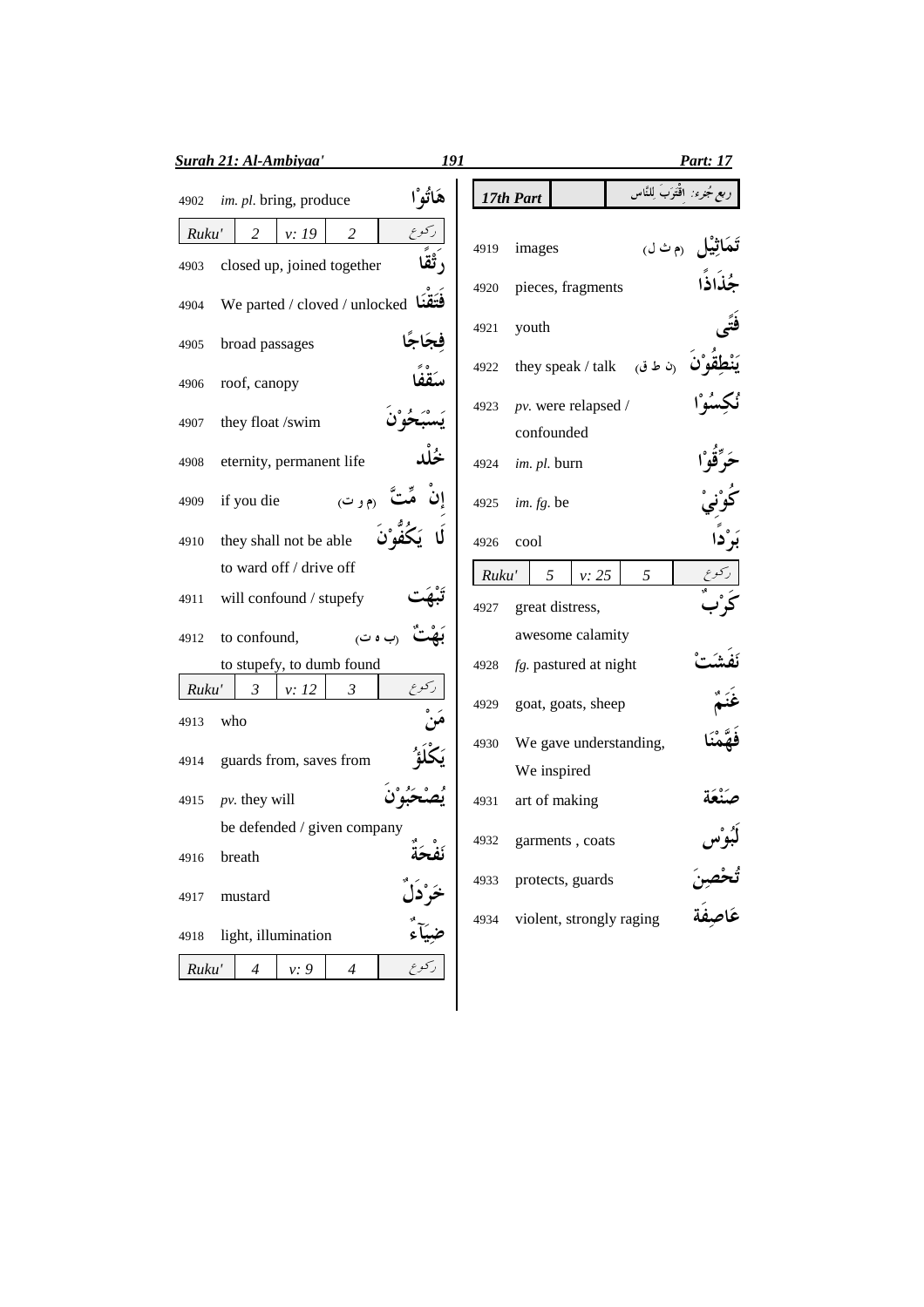| No. | Meaning | Arabic |
|---|---|---|
| 4902 | *im. pl.* bring, produce | هَاتُوْا |
| Ruku' 2 | v: 19 | 2 رکوع |
| 4903 | closed up, joined together | رَتْقًا |
| 4904 | We parted / cloved / unlocked | فَتَقْنَا |
| 4905 | broad passages | فِجَاجًا |
| 4906 | roof, canopy | سَقْفًا |
| 4907 | they float /swim | يَسْبَحُوْنَ |
| 4908 | eternity, permanent life | خُلْد |
| 4909 | if you die | إِنْ مِّتَّ (م و ت) |
| 4910 | they shall not be able to ward off / drive off | لَا يَكُفُّوْنَ |
| 4911 | will confound / stupefy | تَبْهَت |
| 4912 | to confound, to stupefy, to dumb found | بَهْتٌ (ب ه ت) |
| Ruku' 3 | v: 12 | 3 رکوع |
| 4913 | who | مَنْ |
| 4914 | guards from, saves from | يَكْلَؤُ |
| 4915 | *pv.* they will be defended / given company | يُصْحَبُوْنَ |
| 4916 | breath | نَفْحَةٌ |
| 4917 | mustard | خَرْدَلٌ |
| 4918 | light, illumination | ضِيَآءٌ |
| Ruku' 4 | v: 9 | 4 رکوع |

**17th Part** — ربع جزء: اِقْتَرَبَ لِلنَّاس

| No. | Meaning | Arabic |
|---|---|---|
| 4919 | images | تَمَاثِيْل (م ث ل) |
| 4920 | pieces, fragments | جُذَاذًا |
| 4921 | youth | فَتًى |
| 4922 | they speak / talk | يَنْطِقُوْنَ (ن ط ق) |
| 4923 | *pv.* were relapsed / confounded | نُكِسُوْا |
| 4924 | *im. pl.* burn | حَرِّقُوْا |
| 4925 | *im. fg.* be | كُوْنِيْ |
| 4926 | cool | بَرْدًا |
| Ruku' 5 | v: 25 | 5 رکوع |
| 4927 | great distress, awesome calamity | كَرْبٌ |
| 4928 | *fg.* pastured at night | نَفَشَتْ |
| 4929 | goat, goats, sheep | غَنَمٌ |
| 4930 | We gave understanding, We inspired | فَهَّمْنَا |
| 4931 | art of making | صَنْعَة |
| 4932 | garments , coats | لَبُوْس |
| 4933 | protects, guards | تُحْصِنَ |
| 4934 | violent, strongly raging | عَاصِفَة |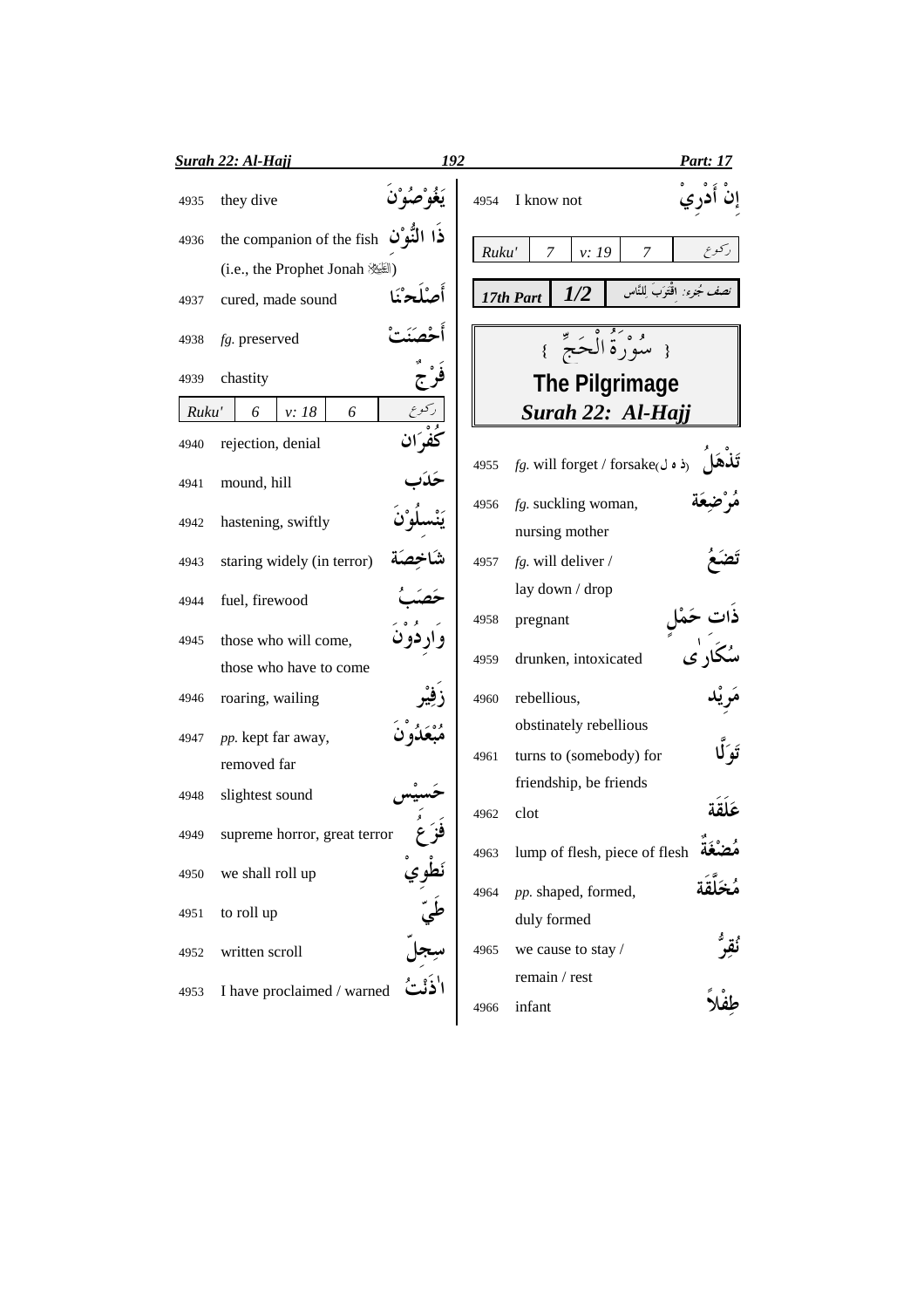| No. | Meaning | Arabic |
|---|---|---|
| 4935 | they dive | يَغُوْصُوْنَ |
| 4936 | the companion of the fish (i.e., the Prophet Jonah ﷺ) | ذَا النُّوْنِ |
| 4937 | cured, made sound | أَصْلَحْنَا |
| 4938 | *fg.* preserved | أَحْصَنَتْ |
| 4939 | chastity | فَرْجٌ |

| Ruku' | 6 | v: 18 | 6 | ركوع |
|---|---|---|---|---|

| No. | Meaning | Arabic |
|---|---|---|
| 4940 | rejection, denial | كُفْرَان |
| 4941 | mound, hill | حَدَب |
| 4942 | hastening, swiftly | يَنْسِلُوْنَ |
| 4943 | staring widely (in terror) | شَاخِصَة |
| 4944 | fuel, firewood | حَصَبُ |
| 4945 | those who will come, those who have to come | وَارِدُوْنَ |
| 4946 | roaring, wailing | زَفِيْر |
| 4947 | *pp.* kept far away, removed far | مُبْعَدُوْنَ |
| 4948 | slightest sound | حَسِيْس |
| 4949 | supreme horror, great terror | فَزَعُ |
| 4950 | we shall roll up | نَطْوِيْ |
| 4951 | to roll up | طَيّ |
| 4952 | written scroll | سِجِلّ |
| 4953 | I have proclaimed / warned | اٰذَنْتُ |
| 4954 | I know not | إِنْ أَدْرِيْ |

| Ruku' | 7 | v: 19 | 7 | ركوع |
|---|---|---|---|---|

| 17th Part | 1/2 | نصف جُزء: اِقْتَرَبَ لِلنَّاس |
|---|---|---|

## { سُوْرَةُ الْحَجِّ }

## The Pilgrimage

## *Surah 22: Al-Hajj*

| No. | Meaning | Arabic |
|---|---|---|
| 4955 | *fg.* will forget / forsake (ذ ه ل) | تَذْهَلُ |
| 4956 | *fg.* suckling woman, nursing mother | مُرْضِعَة |
| 4957 | *fg.* will deliver / lay down / drop | تَضَعُ |
| 4958 | pregnant | ذَات حَمْلٍ |
| 4959 | drunken, intoxicated | سُكَارٰى |
| 4960 | rebellious, obstinately rebellious | مَرِيْد |
| 4961 | turns to (somebody) for friendship, be friends | تَوَلَّا |
| 4962 | clot | عَلَقَة |
| 4963 | lump of flesh, piece of flesh | مُضْغَةٌ |
| 4964 | *pp.* shaped, formed, duly formed | مُخَلَّقَة |
| 4965 | we cause to stay / remain / rest | نُقِرُّ |
| 4966 | infant | طِفْلاً |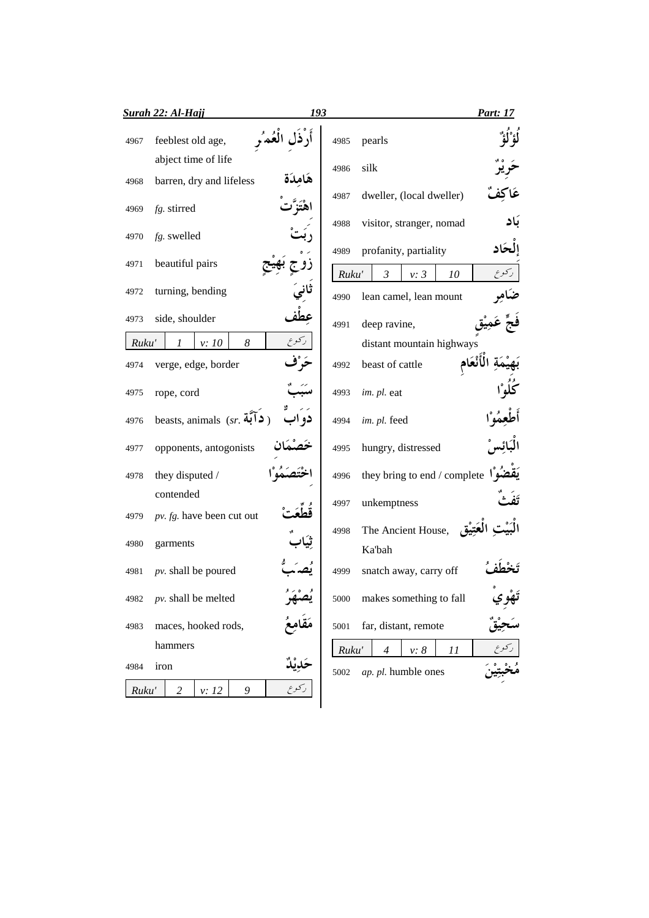| No. | Meaning | Arabic |
|---|---|---|
| 4967 | feeblest old age, abject time of life | أَرْذَلِ الْعُمُرِ |
| 4968 | barren, dry and lifeless | هَامِدَةً |
| 4969 | *fg.* stirred | اهْتَزَّتْ |
| 4970 | *fg.* swelled | رَبَتْ |
| 4971 | beautiful pairs | زَوْجٍ بَهِيْجٍ |
| 4972 | turning, bending | ثَانِيَ |
| 4973 | side, shoulder | عِطْفِ |
| Ruku' 1 | v: 10 | 8 رکوع |
| 4974 | verge, edge, border | حَرْفٍ |
| 4975 | rope, cord | سَبَبٌ |
| 4976 | beasts, animals (*sr.* دَآبَّةٌ ) | دَوَابٌّ |
| 4977 | opponents, antogonists | خَصْمَانِ |
| 4978 | they disputed / contended | اخْتَصَمُوْا |
| 4979 | *pv. fg.* have been cut out | قُطِّعَتْ |
| 4980 | garments | ثِيَابٌ |
| 4981 | *pv.* shall be poured | يُصَبُّ |
| 4982 | *pv.* shall be melted | يُصْهَرُ |
| 4983 | maces, hooked rods, hammers | مَقَامِعُ |
| 4984 | iron | حَدِيْدٌ |
| Ruku' 2 | v: 12 | 9 رکوع |
| 4985 | pearls | لُؤْلُؤٌ |
| 4986 | silk | حَرِيْرٌ |
| 4987 | dweller, (local dweller) | عَاكِفٌ |
| 4988 | visitor, stranger, nomad | بَادِ |
| 4989 | profanity, partiality | إِلْحَادٍ |
| Ruku' 3 | v: 3 | 10 رکوع |
| 4990 | lean camel, lean mount | ضَامِرٍ |
| 4991 | deep ravine, distant mountain highways | فَجٍّ عَمِيْقٍ |
| 4992 | beast of cattle | بَهِيْمَةِ الْأَنْعَامِ |
| 4993 | *im. pl.* eat | كُلُوْا |
| 4994 | *im. pl.* feed | أَطْعِمُوْا |
| 4995 | hungry, distressed | الْبَائِسَ |
| 4996 | they bring to end / complete | يَقْضُوْا |
| 4997 | unkemptness | تَفَثٌ |
| 4998 | The Ancient House, Ka'bah | الْبَيْتِ الْعَتِيْقِ |
| 4999 | snatch away, carry off | تَخْطَفُ |
| 5000 | makes something to fall | تَهْوِيْ |
| 5001 | far, distant, remote | سَحِيْقٌ |
| Ruku' 4 | v: 8 | 11 رکوع |
| 5002 | *ap. pl.* humble ones | مُخْبِتِيْنَ |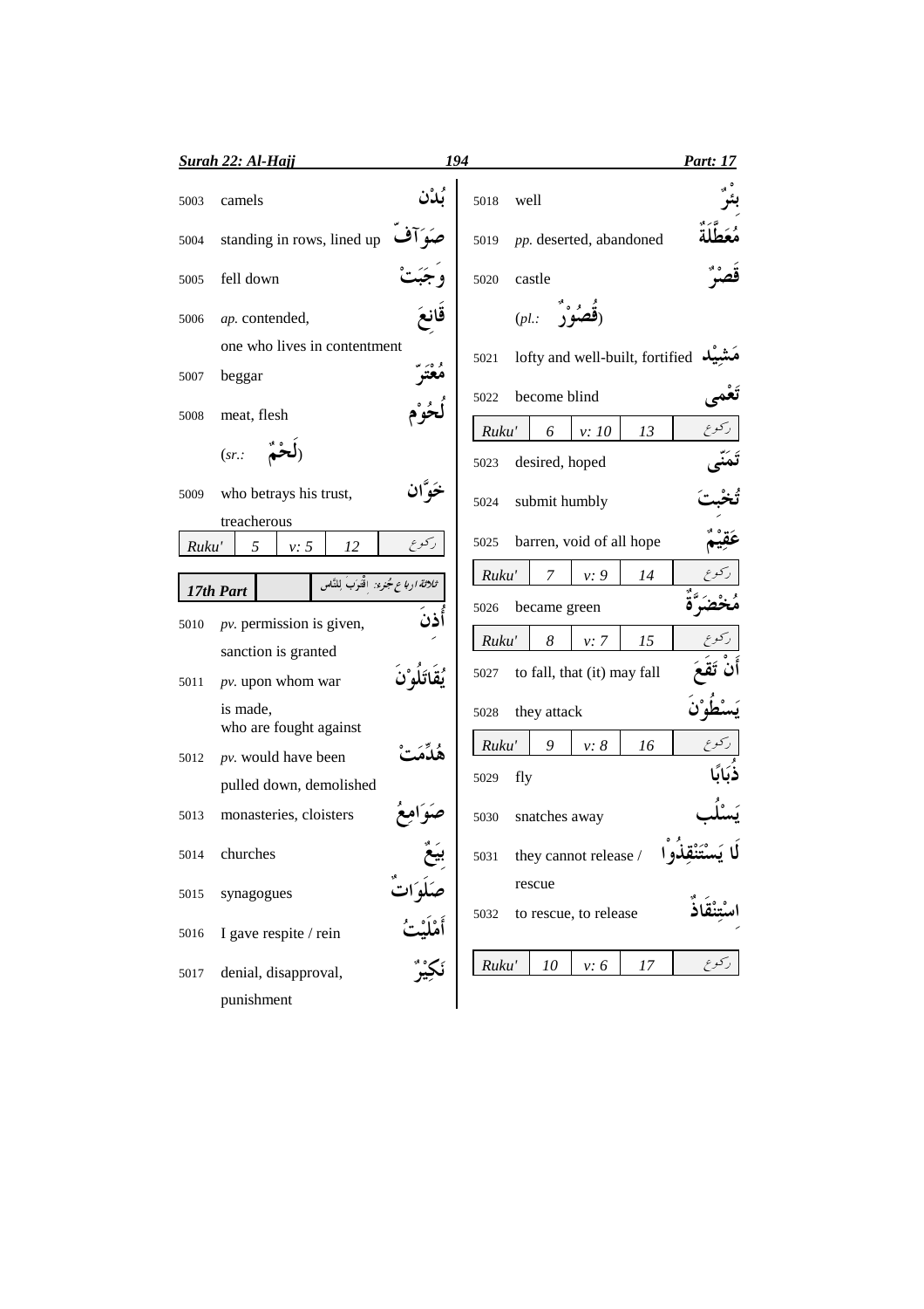| No. | Meaning | Arabic |
|---|---|---|
| 5003 | camels | بُدْن |
| 5004 | standing in rows, lined up | صَوَآفّ |
| 5005 | fell down | وَجَبَتْ |
| 5006 | *ap.* contended, one who lives in contentment | قَانِعَ |
| 5007 | beggar | مُعْتَرّ |
| 5008 | meat, flesh (*sr.:* لَحْمٌ) | لُحُوْم |
| 5009 | who betrays his trust, treacherous | خَوَّان |

| Ruku' | 5 | v: 5 | 12 | رکوع |
|---|---|---|---|---|

| 17th Part | | ثلاثة ارباع جُزء: اِقْتَرَبَ لِلنَّاس |
|---|---|---|

| No. | Meaning | Arabic |
|---|---|---|
| 5010 | *pv.* permission is given, sanction is granted | أُذِنَ |
| 5011 | *pv.* upon whom war is made, who are fought against | يُقَاتَلُوْنَ |
| 5012 | *pv.* would have been pulled down, demolished | هُدِّمَتْ |
| 5013 | monasteries, cloisters | صَوَامِعُ |
| 5014 | churches | بِيَعٌ |
| 5015 | synagogues | صَلَوَاتٌ |
| 5016 | I gave respite / rein | أَمْلَيْتُ |
| 5017 | denial, disapproval, punishment | نَكِيْرٌ |
| 5018 | well | بِئْرٌ |
| 5019 | *pp.* deserted, abandoned | مُعَطَّلَةٌ |
| 5020 | castle (*pl.:* قُصُوْرٌ) | قَصْرٌ |
| 5021 | lofty and well-built, fortified | مَشِيْد |
| 5022 | become blind | تَعْمٰى |

| Ruku' | 6 | v: 10 | 13 | رکوع |
|---|---|---|---|---|

| No. | Meaning | Arabic |
|---|---|---|
| 5023 | desired, hoped | تَمَنّٰى |
| 5024 | submit humbly | تُخْبِتَ |
| 5025 | barren, void of all hope | عَقِيْمٌ |

| Ruku' | 7 | v: 9 | 14 | رکوع |
|---|---|---|---|---|

| No. | Meaning | Arabic |
|---|---|---|
| 5026 | became green | مُخْضَرَّةٌ |

| Ruku' | 8 | v: 7 | 15 | رکوع |
|---|---|---|---|---|

| No. | Meaning | Arabic |
|---|---|---|
| 5027 | to fall, that (it) may fall | أَنْ تَقَعَ |
| 5028 | they attack | يَسْطُوْنَ |

| Ruku' | 9 | v: 8 | 16 | رکوع |
|---|---|---|---|---|

| No. | Meaning | Arabic |
|---|---|---|
| 5029 | fly | ذُبَابًا |
| 5030 | snatches away | يَسْلُب |
| 5031 | they cannot release / rescue | لَا يَسْتَنْقِذُوْا |
| 5032 | to rescue, to release | اِسْتِنْقَاذٌ |

| Ruku' | 10 | v: 6 | 17 | رکوع |
|---|---|---|---|---|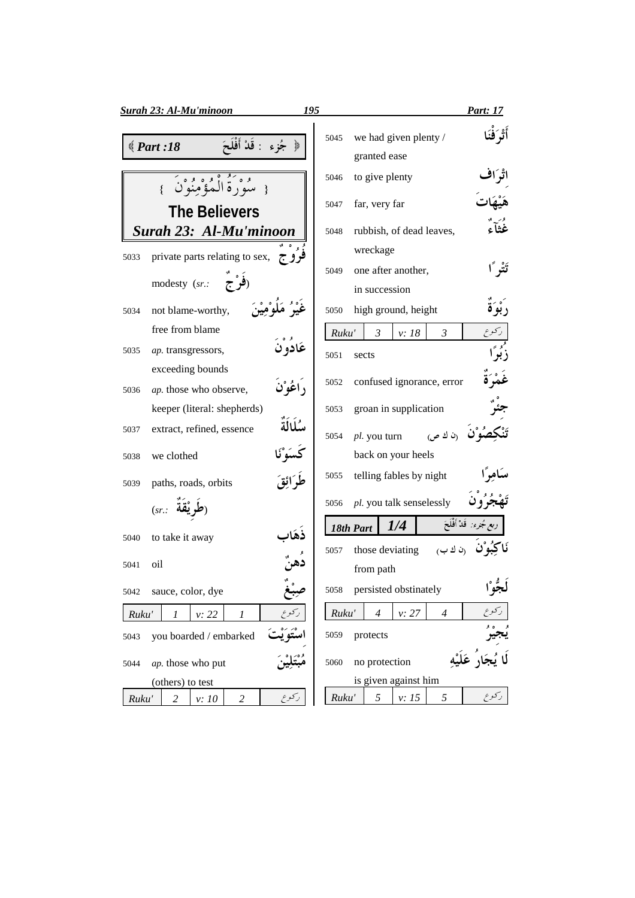《 جزء : قَدْ أَفْلَحَ 》 *Part :18* 》

# { سُوْرَةُ الْمُؤْمِنُوْنَ }

# The Believers

## *Surah 23: Al-Mu'minoon*

| No. | English | Arabic |
|---|---|---|
| 5033 | private parts relating to sex, modesty (*sr.:* فَرْجٌ) | فُرُوْجٌ |
| 5034 | not blame-worthy, free from blame | غَيْرُ مَلُوْمِيْنَ |
| 5035 | *ap.* transgressors, exceeding bounds | عَادُوْنَ |
| 5036 | *ap.* those who observe, keeper (literal: shepherds) | رَاعُوْنَ |
| 5037 | extract, refined, essence | سُلَالَةٌ |
| 5038 | we clothed | كَسَوْنَا |
| 5039 | paths, roads, orbits (*sr.:* طَرِيْقَةٌ) | طَرَائِقَ |
| 5040 | to take it away | ذَهَاب |
| 5041 | oil | دُهنٌ |
| 5042 | sauce, color, dye | صِبْغٌ |

| Ruku' | 1 | v: 22 | 1 | رکوع |
|---|---|---|---|---|

| No. | English | Arabic |
|---|---|---|
| 5043 | you boarded / embarked | اسْتَوَيْتَ |
| 5044 | *ap.* those who put (others) to test | مُبْتَلِيْنَ |

| Ruku' | 2 | v: 10 | 2 | رکوع |
|---|---|---|---|---|

| No. | English | Arabic |
|---|---|---|
| 5045 | we had given plenty / granted ease | أَتْرَفْنَا |
| 5046 | to give plenty | اتْرَاف |
| 5047 | far, very far | هَيْهَاتَ |
| 5048 | rubbish, of dead leaves, wreckage | غُثَآءٌ |
| 5049 | one after another, in succession | تَتْرًا |
| 5050 | high ground, height | رَبْوَةٌ |

| Ruku' | 3 | v: 18 | 3 | رکوع |
|---|---|---|---|---|

| No. | English | Arabic |
|---|---|---|
| 5051 | sects | زُبُرًا |
| 5052 | confused ignorance, error | غَمْرَةٌ |
| 5053 | groan in supplication | جئْرٌ |
| 5054 | *pl.* you turn back on your heels (ن ك ص) | تَنْكِصُوْنَ |
| 5055 | telling fables by night | سَامِرًا |
| 5056 | *pl.* you talk senselessly | تَهْجُرُوْنَ |

| 18th Part | 1/4 | ربع جُزء: قَدْ أَفْلَحَ |
|---|---|---|

| No. | English | Arabic |
|---|---|---|
| 5057 | those deviating from path (ن ك ب) | نَاكِبُوْنَ |
| 5058 | persisted obstinately | لَجُّوْا |

| Ruku' | 4 | v: 27 | 4 | رکوع |
|---|---|---|---|---|

| No. | English | Arabic |
|---|---|---|
| 5059 | protects | يُجِيْرُ |
| 5060 | no protection is given against him | لَا يُجَارُ عَلَيْهِ |

| Ruku' | 5 | v: 15 | 5 | رکوع |
|---|---|---|---|---|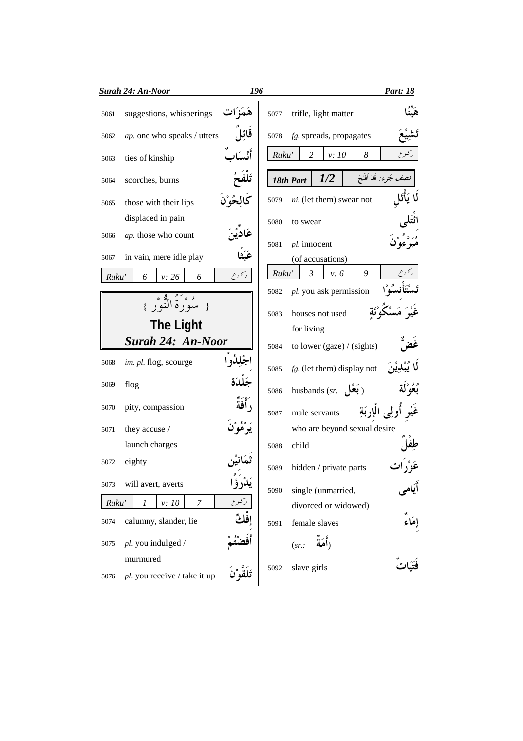| No. | Meaning | Arabic |
|---|---|---|
| 5061 | suggestions, whisperings | هَمَزَات |
| 5062 | *ap.* one who speaks / utters | قَائِلٌ |
| 5063 | ties of kinship | أَنْسَابٌ |
| 5064 | scorches, burns | تَلْفَحُ |
| 5065 | those with their lips displaced in pain | كَالِحُوْنَ |
| 5066 | *ap.* those who count | عَادِّيْنَ |
| 5067 | in vain, mere idle play | عَبَثًا |

| Ruku' | 6 | v: 26 | 6 | ركوع |
|---|---|---|---|---|

# { سُوْرَةُ النُّوْرِ }

# The Light

## *Surah 24: An-Noor*

| No. | Meaning | Arabic |
|---|---|---|
| 5068 | *im. pl.* flog, scourge | اجْلِدُوْا |
| 5069 | flog | جَلْدَة |
| 5070 | pity, compassion | رَأْفَةٌ |
| 5071 | they accuse / launch charges | يَرْمُوْنَ |
| 5072 | eighty | ثَمَانِيْن |
| 5073 | will avert, averts | يَدْرَؤُا |

| Ruku' | 1 | v: 10 | 7 | ركوع |
|---|---|---|---|---|

| No. | Meaning | Arabic |
|---|---|---|
| 5074 | calumny, slander, lie | إِفْكٌ |
| 5075 | *pl.* you indulged / murmured | أَفَضْتُمْ |
| 5076 | *pl.* you receive / take it up | تَلَقَّوْنَ |
| 5077 | trifle, light matter | هَيِّنًا |
| 5078 | *fg.* spreads, propagates | تَشِيْعَ |

| Ruku' | 2 | v: 10 | 8 | ركوع |
|---|---|---|---|---|

| 18th Part | 1/2 | نصف جُزء: قَدْ أَفْلَحَ |
|---|---|---|

| No. | Meaning | Arabic |
|---|---|---|
| 5079 | *ni.* (let them) swear not | لَا يَأْتَلِ |
| 5080 | to swear | ائْتَلٰى |
| 5081 | *pl.* innocent (of accusations) | مُبَرَّءُوْنَ |

| Ruku' | 3 | v: 6 | 9 | ركوع |
|---|---|---|---|---|

| No. | Meaning | Arabic |
|---|---|---|
| 5082 | *pl.* you ask permission | تَسْتَأْنِسُوْا |
| 5083 | houses not used for living | غَيْرَ مَسْكُوْنَةٍ |
| 5084 | to lower (gaze) / (sights) | غَضٌّ |
| 5085 | *fg.* (let them) display not | لَا يُبْدِيْنَ |
| 5086 | husbands (*sr.* بَعْل ) | بُعُوْلَة |
| 5087 | male servants who are beyond sexual desire | غَيْرِ أُولِى الْإِرْبَةِ |
| 5088 | child | طِفْلٌ |
| 5089 | hidden / private parts | عَوْرَات |
| 5090 | single (unmarried, divorced or widowed) | أَيَامٰى |
| 5091 | female slaves (*sr.:* أَمَةٌ) | إِمَاءٌ |
| 5092 | slave girls | فَتَيَاتٌ |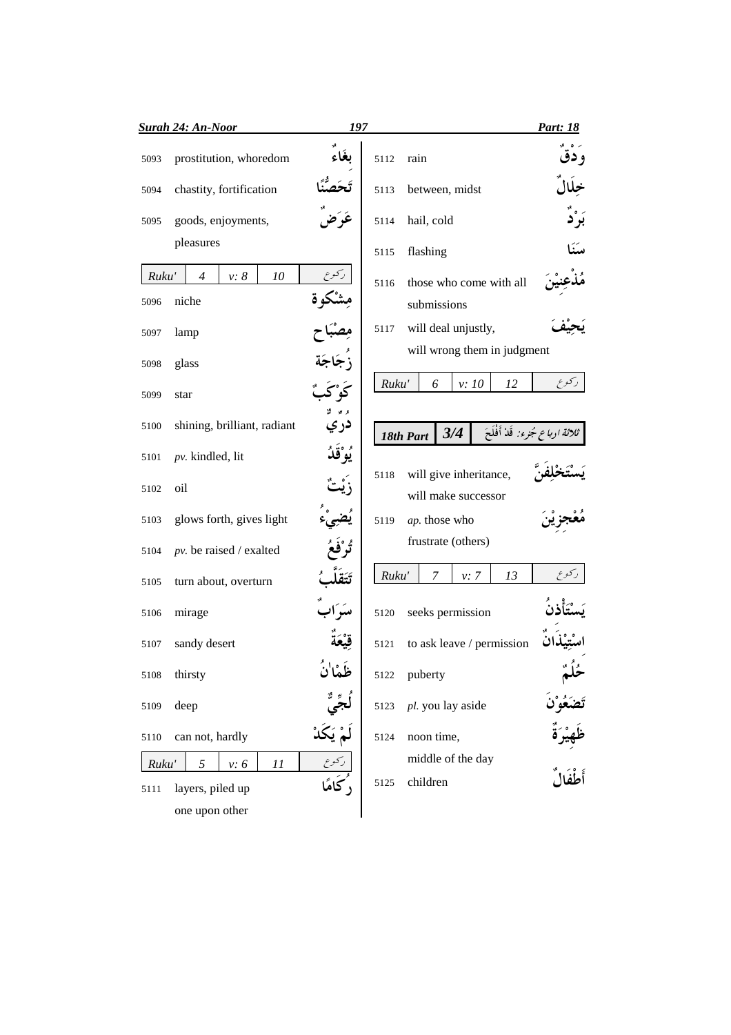| No. | Meaning | Arabic |
|---|---|---|
| 5093 | prostitution, whoredom | بِغَاءٌ |
| 5094 | chastity, fortification | تَحَصُّنًا |
| 5095 | goods, enjoyments, pleasures | عَرَضٌ |

| Ruku' | 4 | v: 8 | 10 | رکوع |
|---|---|---|---|---|

| No. | Meaning | Arabic |
|---|---|---|
| 5096 | niche | مِشْكوة |
| 5097 | lamp | مِصْبَاح |
| 5098 | glass | زُجَاجَة |
| 5099 | star | كَوْكَبٌ |
| 5100 | shining, brilliant, radiant | دُرِّيٌّ |
| 5101 | *pv.* kindled, lit | يُوْقَدُ |
| 5102 | oil | زَيْتٌ |
| 5103 | glows forth, gives light | يُضِيْءُ |
| 5104 | *pv.* be raised / exalted | تُرْفَعُ |
| 5105 | turn about, overturn | تَتَقَلَّبُ |
| 5106 | mirage | سَرَابٌ |
| 5107 | sandy desert | قِيْعَةٌ |
| 5108 | thirsty | ظَمْاٰنُ |
| 5109 | deep | لُجِّيٌّ |
| 5110 | can not, hardly | لَمْ يَكَدْ |

| Ruku' | 5 | v: 6 | 11 | رکوع |
|---|---|---|---|---|

| No. | Meaning | Arabic |
|---|---|---|
| 5111 | layers, piled up one upon other | رُكَامًا |
| 5112 | rain | وَدْقٌ |
| 5113 | between, midst | خِلَالٌ |
| 5114 | hail, cold | بَرْدٌ |
| 5115 | flashing | سَنَا |
| 5116 | those who come with all submissions | مُذْعِنِيْنَ |
| 5117 | will deal unjustly, will wrong them in judgment | يَحِيْفَ |

| Ruku' | 6 | v: 10 | 12 | رکوع |
|---|---|---|---|---|

| 18th Part | 3/4 | ثلاثة ارباع جُزء: قَدْ أَفْلَحَ |
|---|---|---|

| No. | Meaning | Arabic |
|---|---|---|
| 5118 | will give inheritance, will make successor | يَسْتَخْلِفَنَّ |
| 5119 | *ap.* those who frustrate (others) | مُعْجِزِيْنَ |

| Ruku' | 7 | v: 7 | 13 | رکوع |
|---|---|---|---|---|

| No. | Meaning | Arabic |
|---|---|---|
| 5120 | seeks permission | يَسْتَأْذِنُ |
| 5121 | to ask leave / permission | اسْتِيْذَانٌ |
| 5122 | puberty | حُلُمٌ |
| 5123 | *pl.* you lay aside | تَضَعُوْنَ |
| 5124 | noon time, middle of the day | ظَهِيْرَةٌ |
| 5125 | children | أَطْفَالٌ |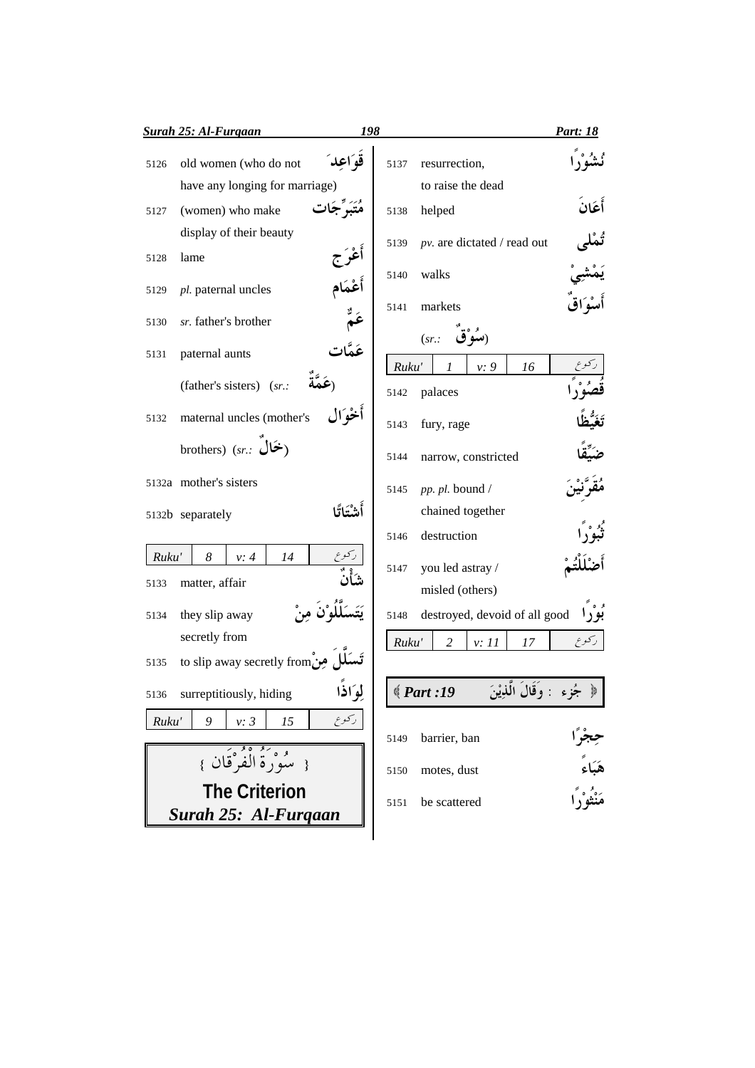5126 old women (who do not have any longing for marriage) — قَوَاعِدَ

5127 (women) who make display of their beauty — مُتَبَرِّجَات

5128 lame — أَعْرَج

5129 *pl.* paternal uncles — أَعْمَام

5130 *sr.* father's brother — عَمٌّ

5131 paternal aunts — عَمَّات

(father's sisters) (*sr.*: عَمَّةٌ)

5132 maternal uncles (mother's brothers) (*sr.*: خَالٌ) — أَخْوَال

5132a mother's sisters

5132b separately — أَشْتَاتًا

| Ruku' | 8 | v: 4 | 14 | ركوع |
|---|---|---|---|---|

5133 matter, affair — شَأْنٌ

5134 they slip away secretly from — يَتَسَلَّلُوْنَ مِنْ

5135 to slip away secretly from — تَسَلَّلَ مِنْ

5136 surreptitiously, hiding — لِوَاذًا

| Ruku' | 9 | v: 3 | 15 | ركوع |
|---|---|---|---|---|

{ سُوْرَةُ الْفُرْقَان }

## The Criterion

## *Surah 25: Al-Furqaan*

5137 resurrection, to raise the dead — نُشُوْرًا

5138 helped — أَعَانَ

5139 *pv.* are dictated / read out — تُمْلٰى

5140 walks — يَمْشِيْ

5141 markets — أَسْوَاقٌ

(*sr.*: سُوْقٌ)

| Ruku' | 1 | v: 9 | 16 | ركوع |
|---|---|---|---|---|

5142 palaces — قُصُوْرًا

5143 fury, rage — تَغَيُّظًا

5144 narrow, constricted — ضَيِّقًا

5145 *pp. pl.* bound / chained together — مُقَرَّنِيْنَ

5146 destruction — ثُبُوْرًا

5147 you led astray / misled (others) — أَضْلَلْتُمْ

5148 destroyed, devoid of all good — بُوْرًا

| Ruku' | 2 | v: 11 | 17 | ركوع |
|---|---|---|---|---|

﴿ *Part :19* جُزء : وَقَالَ الَّذِيْنَ ﴾

5149 barrier, ban — حِجْرًا

5150 motes, dust — هَبَاءً

5151 be scattered — مَنْثُوْرًا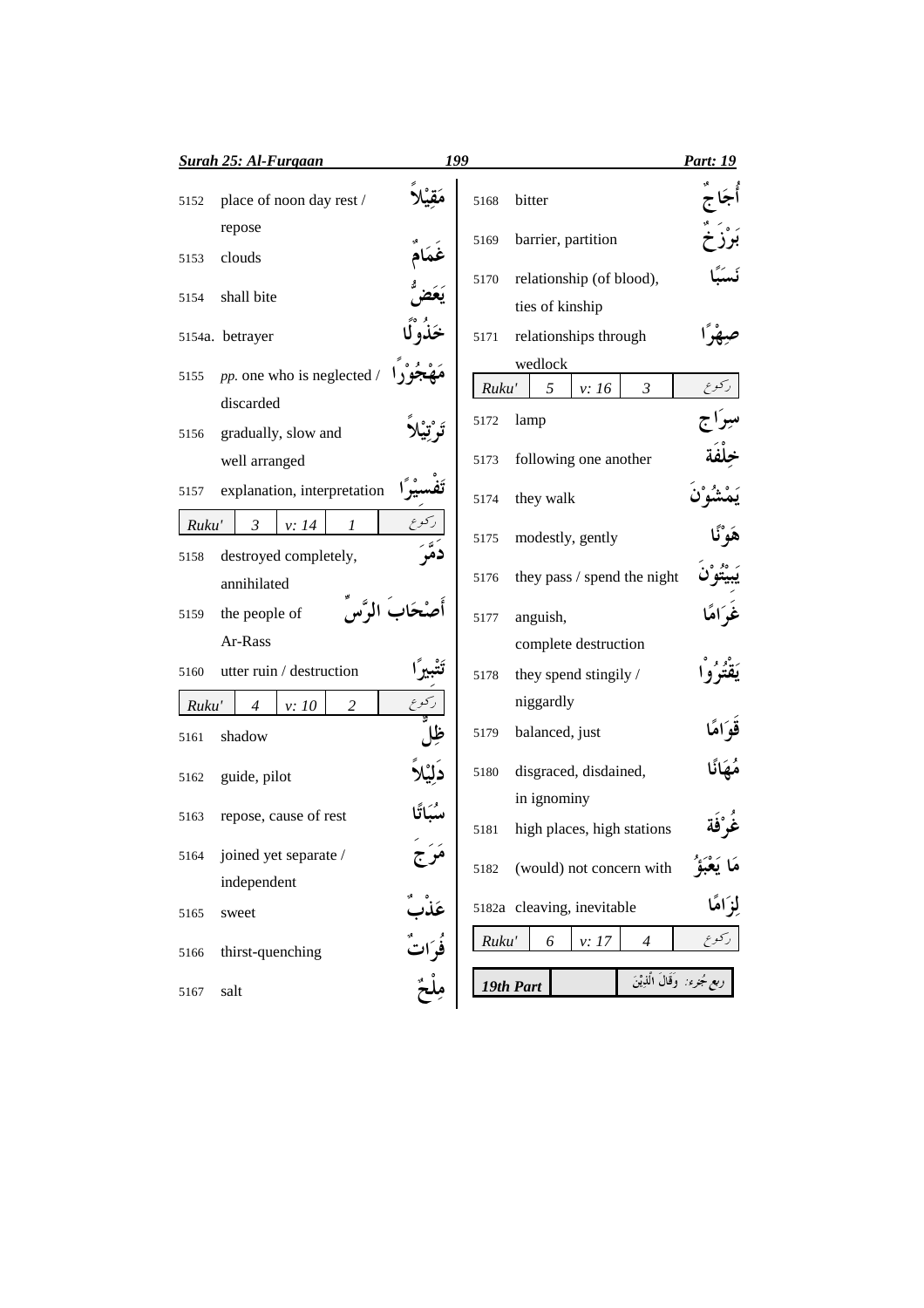| No. | Meaning | Arabic |
|---|---|---|
| 5152 | place of noon day rest / repose | مَقِيْلاً |
| 5153 | clouds | غَمَامٌ |
| 5154 | shall bite | يَعَضُّ |
| 5154a. | betrayer | خَذُوْلًا |
| 5155 | *pp.* one who is neglected / discarded | مَهْجُوْرًا |
| 5156 | gradually, slow and well arranged | تَرْتِيْلاً |
| 5157 | explanation, interpretation | تَفْسِيْرًا |
| Ruku' 3 | v: 14 | 1 رکوع |
| 5158 | destroyed completely, annihilated | دَمَّرَ |
| 5159 | the people of Ar-Rass | أَصْحَابَ الرَّسِّ |
| 5160 | utter ruin / destruction | تَتْبِيْرًا |
| Ruku' 4 | v: 10 | 2 رکوع |
| 5161 | shadow | ظِلٌّ |
| 5162 | guide, pilot | دَلِيْلاً |
| 5163 | repose, cause of rest | سُبَاتًا |
| 5164 | joined yet separate / independent | مَرَجَ |
| 5165 | sweet | عَذْبٌ |
| 5166 | thirst-quenching | فُرَاتٌ |
| 5167 | salt | مِلْحٌ |
| 5168 | bitter | أُجَاجٌ |
| 5169 | barrier, partition | بَرْزَخٌ |
| 5170 | relationship (of blood), ties of kinship | نَسَبًا |
| 5171 | relationships through wedlock | صِهْرًا |
| Ruku' 5 | v: 16 | 3 رکوع |
| 5172 | lamp | سِرَاجٌ |
| 5173 | following one another | خِلْفَةً |
| 5174 | they walk | يَمْشُوْنَ |
| 5175 | modestly, gently | هَوْنًا |
| 5176 | they pass / spend the night | يَبِيْتُوْنَ |
| 5177 | anguish, complete destruction | غَرَامًا |
| 5178 | they spend stingily / niggardly | يَقْتُرُوْا |
| 5179 | balanced, just | قَوَامًا |
| 5180 | disgraced, disdained, in ignominy | مُهَانًا |
| 5181 | high places, high stations | غُرْفَةٌ |
| 5182 | (would) not concern with | مَا يَعْبَؤُ |
| 5182a | cleaving, inevitable | لِزَامًا |
| Ruku' 6 | v: 17 | 4 رکوع |

| 19th Part | | ربع جزء: وَقَالَ الَّذِيْنَ |
|---|---|---|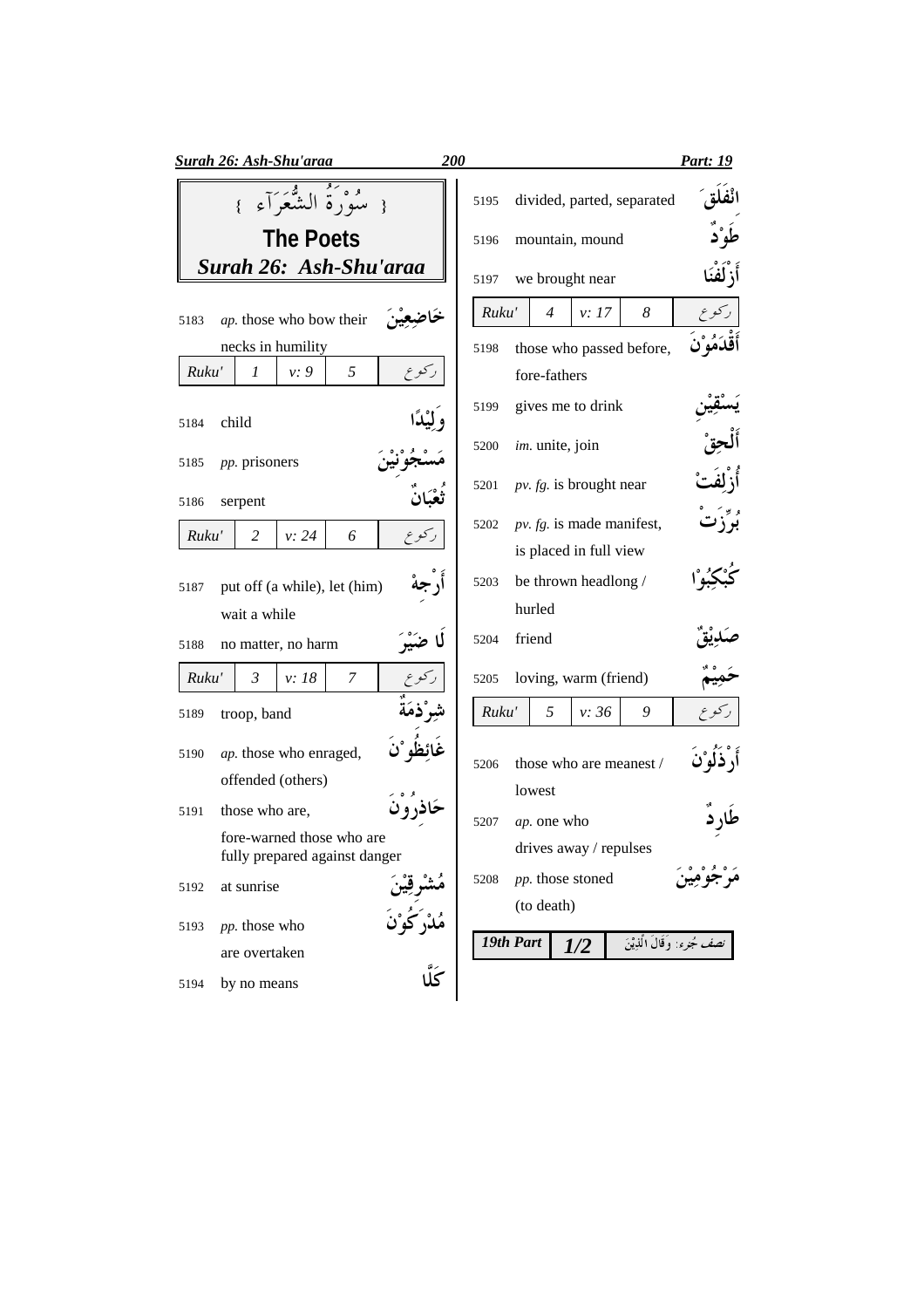# { سُوْرَةُ الشُّعَرَآء }

## The Poets

## *Surah 26: Ash-Shu'araa*

| No. | Meaning | Arabic |
|---|---|---|
| 5183 | *ap.* those who bow their necks in humility | خَاضِعِيْنَ |
| *Ruku'* | *1* · *v: 9* · *5* | ركوع |
| 5184 | child | وَلِيْدًا |
| 5185 | *pp.* prisoners | مَسْجُوْنِيْنَ |
| 5186 | serpent | ثُعْبَانٌ |
| *Ruku'* | *2* · *v: 24* · *6* | ركوع |
| 5187 | put off (a while), let (him) wait a while | أَرْجِهْ |
| 5188 | no matter, no harm | لَا ضَيْرَ |
| *Ruku'* | *3* · *v: 18* · *7* | ركوع |
| 5189 | troop, band | شِرْذِمَةٌ |
| 5190 | *ap.* those who enraged, offended (others) | غَائِظُوْنَ |
| 5191 | those who are, fore-warned those who are fully prepared against danger | حَاذِرُوْنَ |
| 5192 | at sunrise | مُشْرِقِيْنَ |
| 5193 | *pp.* those who are overtaken | مُدْرَكُوْنَ |
| 5194 | by no means | كَلَّا |
| 5195 | divided, parted, separated | انْفَلَقَ |
| 5196 | mountain, mound | طَوْدٌ |
| 5197 | we brought near | أَزْلَفْنَا |
| *Ruku'* | *4* · *v: 17* · *8* | ركوع |
| 5198 | those who passed before, fore-fathers | أَقْدَمُوْنَ |
| 5199 | gives me to drink | يَسْقِيْنِ |
| 5200 | *im.* unite, join | أَلْحِقْ |
| 5201 | *pv. fg.* is brought near | أُزْلِفَتْ |
| 5202 | *pv. fg.* is made manifest, is placed in full view | بُرِّزَتْ |
| 5203 | be thrown headlong / hurled | كُبْكِبُوْا |
| 5204 | friend | صَدِيْقٌ |
| 5205 | loving, warm (friend) | حَمِيْمٌ |
| *Ruku'* | *5* · *v: 36* · *9* | ركوع |
| 5206 | those who are meanest / lowest | أَرْذَلُوْنَ |
| 5207 | *ap.* one who drives away / repulses | طَارِدٌ |
| 5208 | *pp.* those stoned (to death) | مَرْجُوْمِيْنَ |

***19th Part* | *1/2* | نصف جُزء: وَقَالَ الَّذِيْنَ**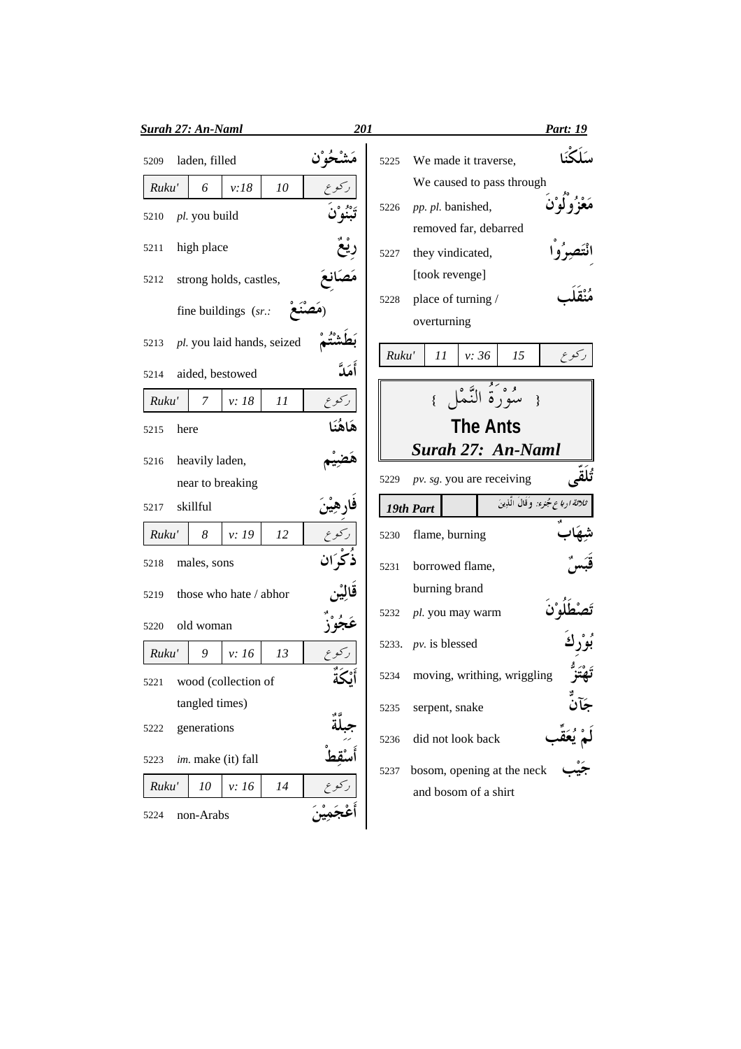5209 laden, filled مَشْحُوْن

| Ruku' | 6 | v:18 | 10 | ركوع |
|---|---|---|---|---|

5210 *pl.* you build تَبْنُوْنَ

5211 high place رِيْعٌ

5212 strong holds, castles, fine buildings (*sr.:* مَصْنَعْ) مَصَانِعَ

5213 *pl.* you laid hands, seized بَطَشْتُمْ

5214 aided, bestowed أَمَدَّ

| Ruku' | 7 | v: 18 | 11 | ركوع |
|---|---|---|---|---|

5215 here هَاهُنَا

5216 heavily laden, near to breaking هَضِيْم

5217 skillful فَارِهِيْنَ

| Ruku' | 8 | v: 19 | 12 | ركوع |
|---|---|---|---|---|

5218 males, sons ذُكْرَان

5219 those who hate / abhor قَالِيْن

5220 old woman عَجُوْزٌ

| Ruku' | 9 | v: 16 | 13 | ركوع |
|---|---|---|---|---|

5221 wood (collection of tangled times) أَيْكَةٌ

5222 generations جِبِلَّةٌ

5223 *im.* make (it) fall أَسْقِطْ

| Ruku' | 10 | v: 16 | 14 | ركوع |
|---|---|---|---|---|

5224 non-Arabs أَعْجَمِيْنَ

5225 We made it traverse, We caused to pass through سَلَكْنَا

5226 *pp. pl.* banished, removed far, debarred مَعْزُوْلُوْنَ

5227 they vindicated, [took revenge] اِنْتَصِرُوْا

5228 place of turning / overturning مُنْقَلَب

| Ruku' | 11 | v: 36 | 15 | ركوع |
|---|---|---|---|---|

## { سُوْرَةُ النَّمْل }

## The Ants

## *Surah 27: An-Naml*

5229 *pv. sg.* you are receiving تُلَقّٰى

| 19th Part | | ثلاثة ارباع جزء: وَقَالَ الَّذِينَ |
|---|---|---|

5230 flame, burning شِهَابٌ

5231 borrowed flame, burning brand قَبَسٌ

5232 *pl.* you may warm تَصْطَلُوْنَ

5233. *pv.* is blessed بُوْرِكَ

5234 moving, writhing, wriggling تَهْتَزُّ

5235 serpent, snake جَآنٌّ

5236 did not look back لَمْ يُعَقِّب

5237 bosom, opening at the neck and bosom of a shirt جَيْب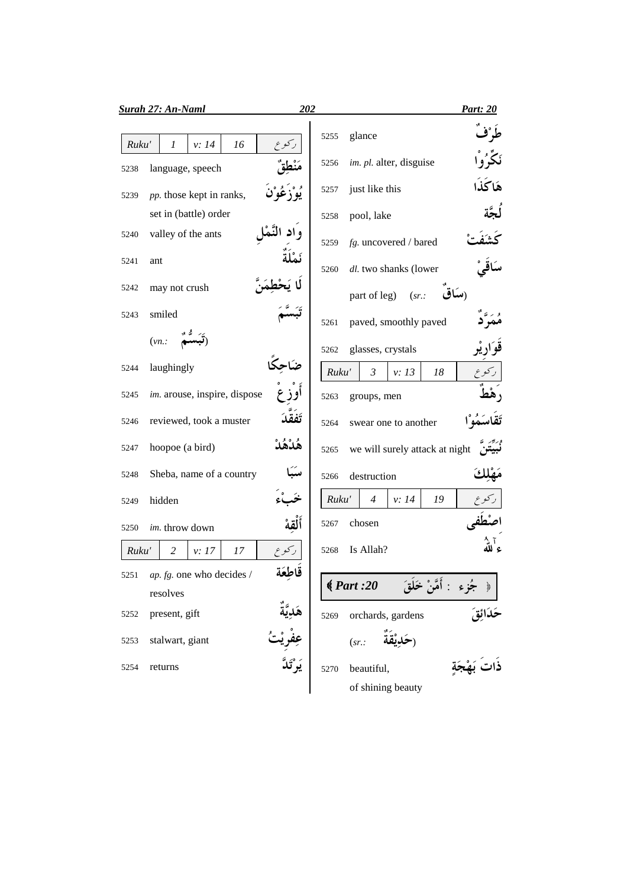| Ruku' | 1 | v: 14 | 16 | ركوع |
|---|---|---|---|---|

| | | |
|---|---|---|
| 5238 | language, speech | مَنْطِقٌ |
| 5239 | *pp.* those kept in ranks, set in (battle) order | يُوْزَعُوْنَ |
| 5240 | valley of the ants | وَادِ النَّمْلِ |
| 5241 | ant | نَمْلَةٌ |
| 5242 | may not crush | لَا يَحْطِمَنَّ |
| 5243 | smiled (*vn.*: تَبَسُّمٌ) | تَبَسَّمَ |
| 5244 | laughingly | ضَاحِكًا |
| 5245 | *im.* arouse, inspire, dispose | أَوْزِعْ |
| 5246 | reviewed, took a muster | تَفَقَّدَ |
| 5247 | hoopoe (a bird) | هُدْهُدْ |
| 5248 | Sheba, name of a country | سَبَا |
| 5249 | hidden | خَبْءَ |
| 5250 | *im.* throw down | أَلْقِهْ |

| Ruku' | 2 | v: 17 | 17 | ركوع |
|---|---|---|---|---|

| | | |
|---|---|---|
| 5251 | *ap. fg.* one who decides / resolves | قَاطِعَةَ |
| 5252 | present, gift | هَدِيَّةٌ |
| 5253 | stalwart, giant | عِفْرِيْتُ |
| 5254 | returns | يَرْتَدَّ |
| 5255 | glance | طَرْفٌ |
| 5256 | *im. pl.* alter, disguise | نَكِّرُوْا |
| 5257 | just like this | هَاكَذَا |
| 5258 | pool, lake | لُجَّةً |
| 5259 | *fg.* uncovered / bared | كَشَفَتْ |
| 5260 | *dl.* two shanks (lower part of leg) (*sr.*: سَاقٌ) | سَاقَيْ |
| 5261 | paved, smoothly paved | مُمَرَّدٌ |
| 5262 | glasses, crystals | قَوَارِيْر |

| Ruku' | 3 | v: 13 | 18 | ركوع |
|---|---|---|---|---|

| | | |
|---|---|---|
| 5263 | groups, men | رَهْطٌ |
| 5264 | swear one to another | تَقَاسَمُوْا |
| 5265 | we will surely attack at night | نُبَيِّتَنَّ |
| 5266 | destruction | مَهْلِكَ |

| Ruku' | 4 | v: 14 | 19 | ركوع |
|---|---|---|---|---|

| | | |
|---|---|---|
| 5267 | chosen | اصْطَفَى |
| 5268 | Is Allah? | ءٰٓاللّٰهُ |

**Part :20 — جُزء : أَمَّنْ خَلَقَ**

| | | |
|---|---|---|
| 5269 | orchards, gardens (*sr.*: حَدِيْقَةٌ) | حَدَائِقَ |
| 5270 | beautiful, of shining beauty | ذَاتَ بَهْجَةٍ |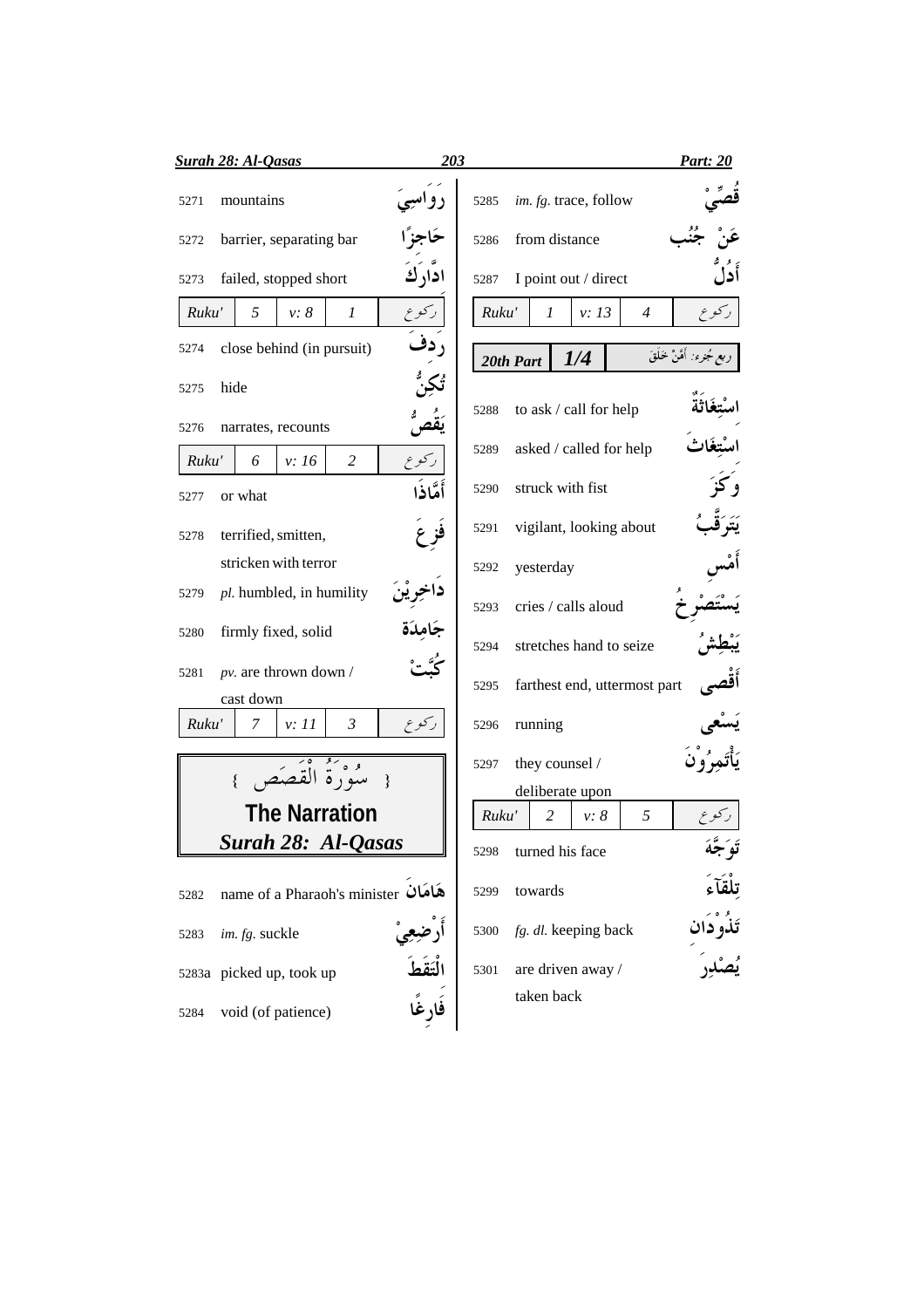| | | |
|---|---|---|
| 5271 | mountains | رَوَاسِيَ |
| 5272 | barrier, separating bar | حَاجِزًا |
| 5273 | failed, stopped short | ادّٰرَكَ |

| Ruku' | 5 | v: 8 | 1 | ركوع |
|---|---|---|---|---|

| | | |
|---|---|---|
| 5274 | close behind (in pursuit) | رَدِفَ |
| 5275 | hide | تُكِنُّ |
| 5276 | narrates, recounts | يَقُصُّ |

| Ruku' | 6 | v: 16 | 2 | ركوع |
|---|---|---|---|---|

| | | |
|---|---|---|
| 5277 | or what | أَمَّاذَا |
| 5278 | terrified, smitten, stricken with terror | فَزِعَ |
| 5279 | *pl.* humbled, in humility | دَاخِرِيْنَ |
| 5280 | firmly fixed, solid | جَامِدَةً |
| 5281 | *pv.* are thrown down / cast down | كُبَّتْ |

| Ruku' | 7 | v: 11 | 3 | ركوع |
|---|---|---|---|---|

## { سُوْرَةُ الْقَصَص }
## The Narration
## *Surah 28: Al-Qasas*

| | | |
|---|---|---|
| 5282 | name of a Pharaoh's minister | هَامَانَ |
| 5283 | *im. fg.* suckle | أَرْضِعِيْ |
| 5283a | picked up, took up | الْتَقَطَ |
| 5284 | void (of patience) | فَارِغًا |
| 5285 | *im. fg.* trace, follow | قُصِّيْ |
| 5286 | from distance | عَنْ جُنُبٍ |
| 5287 | I point out / direct | أَدُلُّ |

| Ruku' | 1 | v: 13 | 4 | ركوع |
|---|---|---|---|---|

| 20th Part | 1/4 | ربع جُزء: أَمَّنْ خَلَقَ |
|---|---|---|

| | | |
|---|---|---|
| 5288 | to ask / call for help | اسْتِغَاثَةٌ |
| 5289 | asked / called for help | اسْتَغَاثَ |
| 5290 | struck with fist | وَكَزَ |
| 5291 | vigilant, looking about | يَتَرَقَّبُ |
| 5292 | yesterday | أَمْسِ |
| 5293 | cries / calls aloud | يَسْتَصْرِخُ |
| 5294 | stretches hand to seize | يَبْطِشُ |
| 5295 | farthest end, uttermost part | أَقْصَى |
| 5296 | running | يَسْعَى |
| 5297 | they counsel / deliberate upon | يَأْتَمِرُوْنَ |

| Ruku' | 2 | v: 8 | 5 | ركوع |
|---|---|---|---|---|

| | | |
|---|---|---|
| 5298 | turned his face | تَوَجَّهَ |
| 5299 | towards | تِلْقَآءَ |
| 5300 | *fg. dl.* keeping back | تَذُوْدَانِ |
| 5301 | are driven away / taken back | يُصْدِرَ |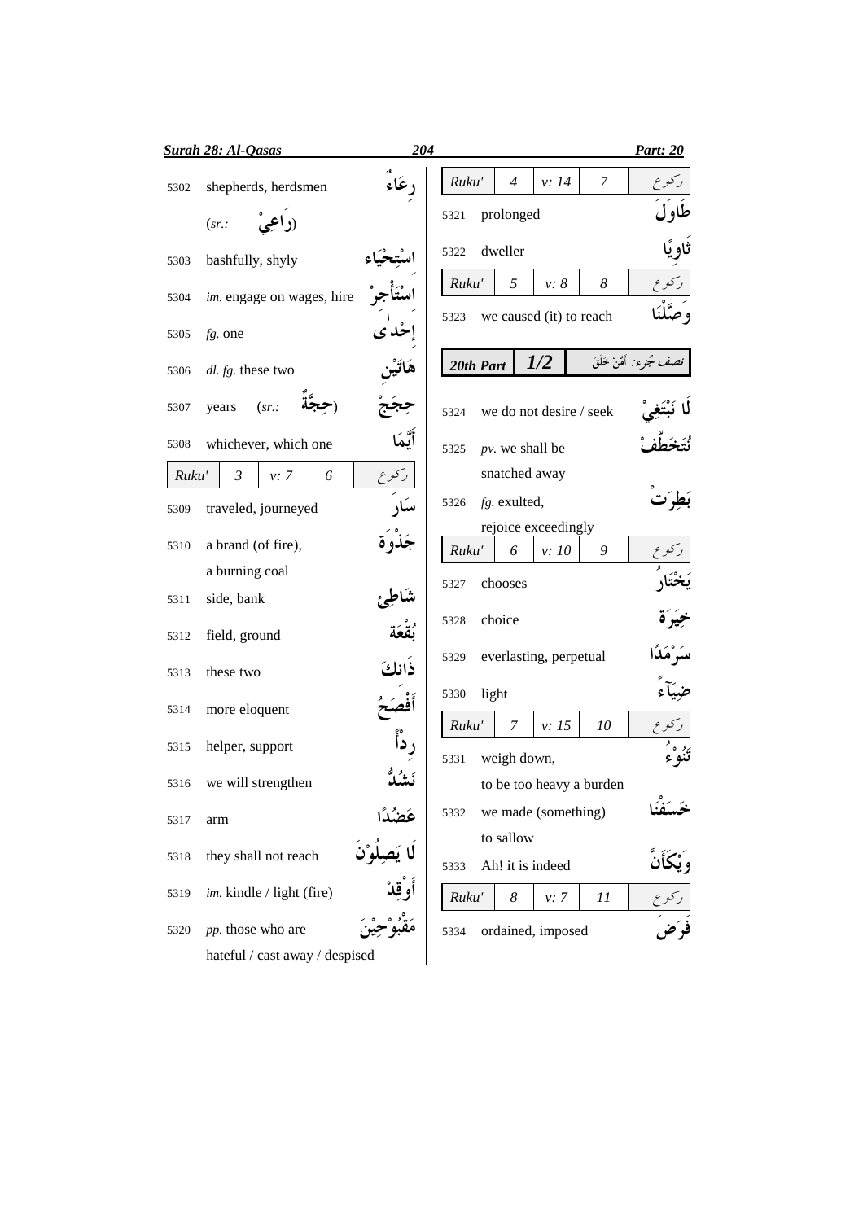| No. | Meaning | Arabic |
|---|---|---|
| 5302 | shepherds, herdsmen (*sr.:* رَاعِيْ) | رِعَاءٌ |
| 5303 | bashfully, shyly | اسْتِحْيَاء |
| 5304 | *im.* engage on wages, hire | اسْتَأْجِرْ |
| 5305 | *fg.* one | إِحْدٰى |
| 5306 | *dl. fg.* these two | هَاتَيْن |
| 5307 | years (*sr.:* حِجَّةٌ) | حِجَجْ |
| 5308 | whichever, which one | أَيَّمَا |
| **Ruku' 3** | **v: 7** | **6 رکوع** |
| 5309 | traveled, journeyed | سَارَ |
| 5310 | a brand (of fire), a burning coal | جَذْوَة |
| 5311 | side, bank | شَاطِئ |
| 5312 | field, ground | بُقْعَة |
| 5313 | these two | ذَانكَ |
| 5314 | more eloquent | أَفْصَحُ |
| 5315 | helper, support | رِدْأً |
| 5316 | we will strengthen | نَشُدُّ |
| 5317 | arm | عَضُدًا |
| 5318 | they shall not reach | لَا يَصِلُوْنَ |
| 5319 | *im.* kindle / light (fire) | أَوْقِدْ |
| 5320 | *pp.* those who are hateful / cast away / despised | مَقْبُوْحِيْنَ |
| **Ruku' 4** | **v: 14** | **7 رکوع** |
| 5321 | prolonged | طَاوَلَ |
| 5322 | dweller | ثَاوِيًا |
| **Ruku' 5** | **v: 8** | **8 رکوع** |
| 5323 | we caused (it) to reach | وَصَّلْنَا |
| **20th Part 1/2** | | **نصف جُزء: أَمَّنْ خَلَقَ** |
| 5324 | we do not desire / seek | لَا نَبْتَغِيْ |
| 5325 | *pv.* we shall be snatched away | نُتَخَطَّفْ |
| 5326 | *fg.* exulted, rejoice exceedingly | بَطِرَتْ |
| **Ruku' 6** | **v: 10** | **9 رکوع** |
| 5327 | chooses | يَخْتَارُ |
| 5328 | choice | خِيَرَة |
| 5329 | everlasting, perpetual | سَرْمَدًا |
| 5330 | light | ضِيَآءً |
| **Ruku' 7** | **v: 15** | **10 رکوع** |
| 5331 | weigh down, to be too heavy a burden | تَنُوْءُ |
| 5332 | we made (something) to sallow | خَسَفْنَا |
| 5333 | Ah! it is indeed | وَيْكَأَنَّ |
| **Ruku' 8** | **v: 7** | **11 رکوع** |
| 5334 | ordained, imposed | فَرَضَ |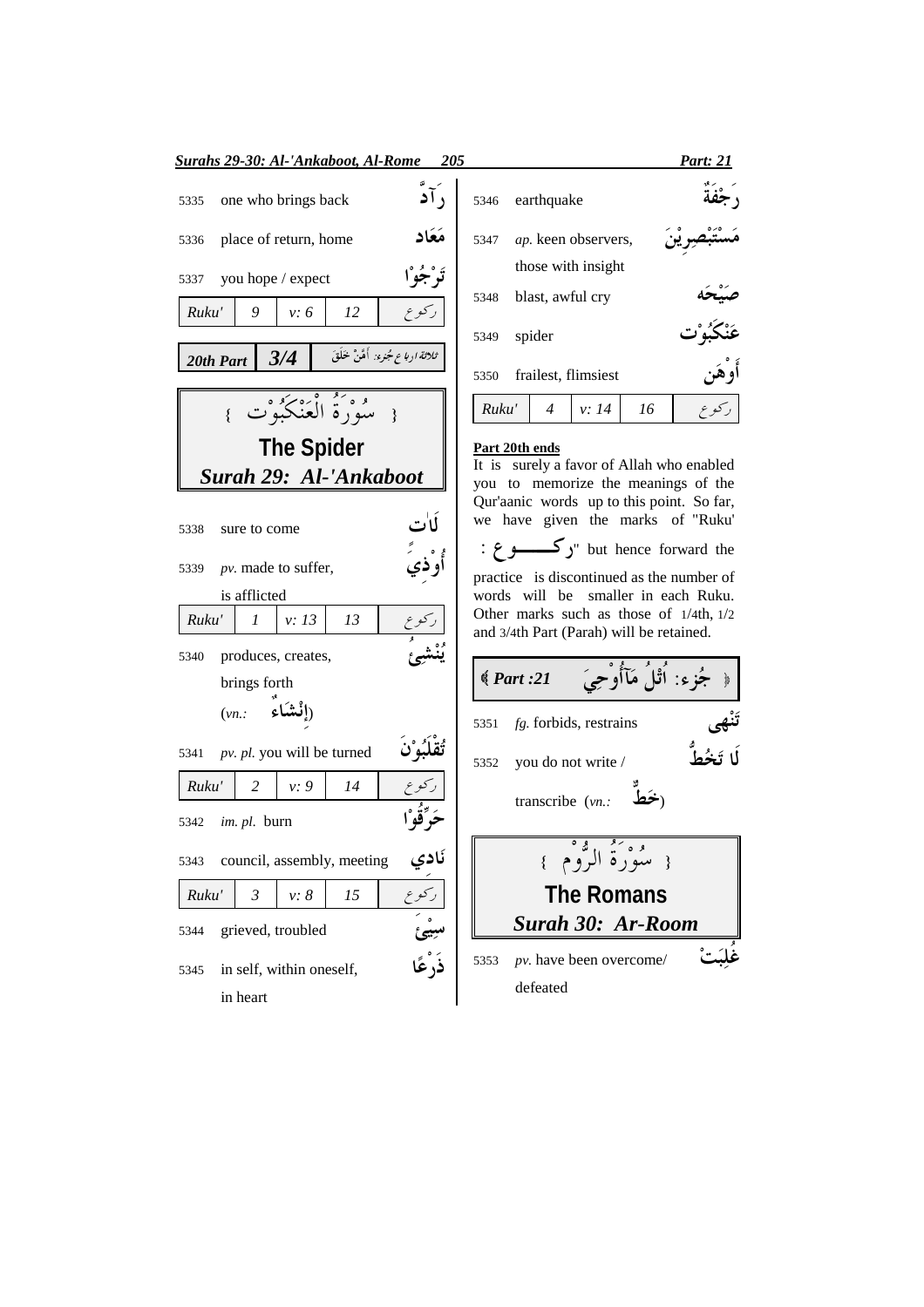5335 one who brings back رَآدٌّ

5336 place of return, home مَعَاد

5337 you hope / expect تَرْجُوْا

| Ruku' | 9 | v: 6 | 12 | رکوع |
|---|---|---|---|---|

**20th Part** **3/4** ثلاثة ارباع جُزء: أَمَّنْ خَلَقَ

# { سُوْرَةُ الْعَنْكَبُوْت }
## The Spider
### *Surah 29: Al-'Ankaboot*

5338 sure to come لَاٰت

5339 *pv.* made to suffer, is afflicted أُوْذِيَ

| Ruku' | 1 | v: 13 | 13 | رکوع |
|---|---|---|---|---|

5340 produces, creates, brings forth (*vn.:* إِنْشَاءٌ) يُنْشِئُ

5341 *pv. pl.* you will be turned تُقْلَبُوْنَ

| Ruku' | 2 | v: 9 | 14 | رکوع |
|---|---|---|---|---|

5342 *im. pl.* burn حَرِّقُوْا

5343 council, assembly, meeting نَادِي

| Ruku' | 3 | v: 8 | 15 | رکوع |
|---|---|---|---|---|

5344 grieved, troubled سِيْئَ

5345 in self, within oneself, in heart ذَرْعًا

5346 earthquake رَجْفَةٌ

5347 *ap.* keen observers, those with insight مُسْتَبْصِرِيْنَ

5348 blast, awful cry صَيْحَه

5349 spider عَنْكَبُوْت

5350 frailest, flimsiest أَوْهَن

| Ruku' | 4 | v: 14 | 16 | رکوع |
|---|---|---|---|---|

**Part 20th ends**

It is surely a favor of Allah who enabled you to memorize the meanings of the Qur'aanic words up to this point. So far, we have given the marks of "Ruku' : رکـــــوع" but hence forward the practice is discontinued as the number of words will be smaller in each Ruku. Other marks such as those of 1/4th, 1/2 and 3/4th Part (Parah) will be retained.

**Part :21** جُزء: اُتْلُ مَآأُوْحِيَ

5351 *fg.* forbids, restrains تَنْهٰى

5352 you do not write / transcribe (*vn.:* خَطٌّ) لَا تَخُطُّ

# { سُوْرَةُ الرُّوْم }
## The Romans
### *Surah 30: Ar-Room*

5353 *pv.* have been overcome/ defeated غُلِبَتْ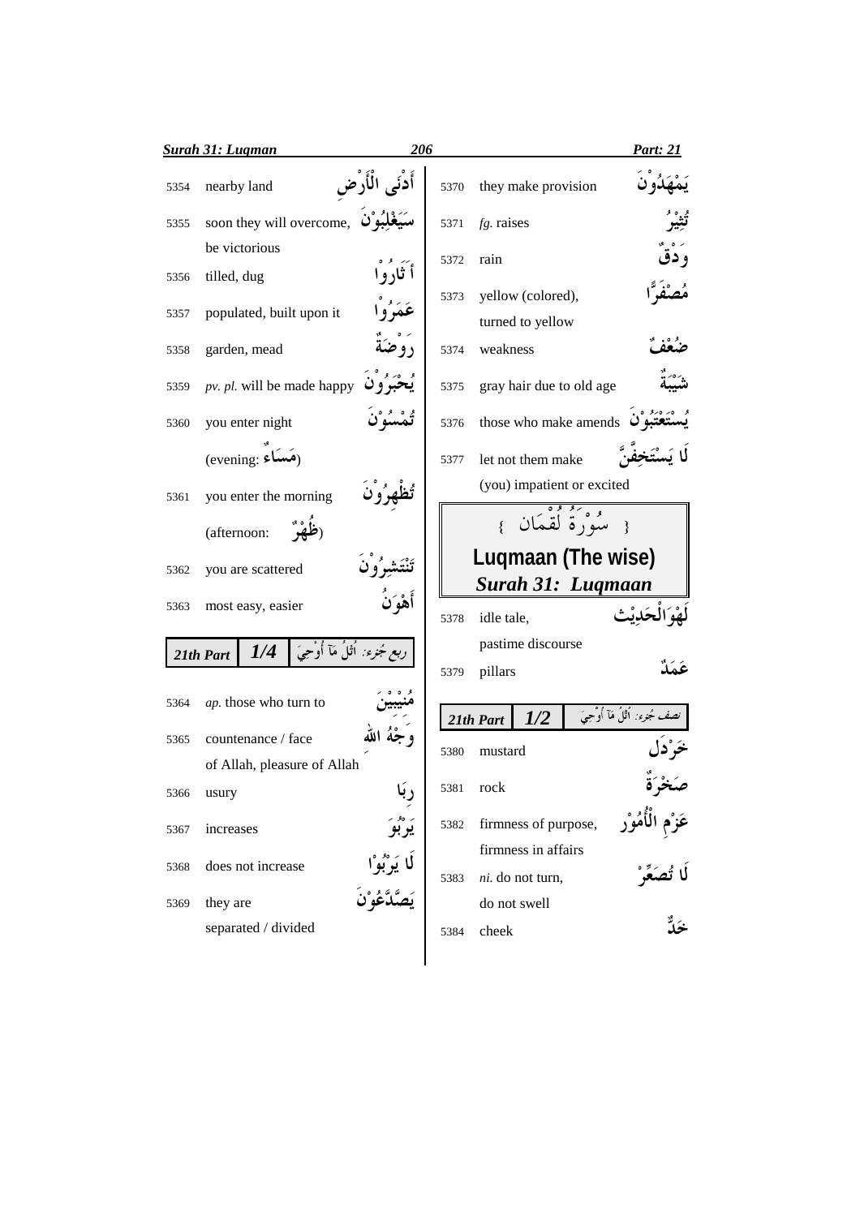| No. | English | Arabic |
|---|---|---|
| 5354 | nearby land | أَدْنَى الْأَرْضِ |
| 5355 | soon they will overcome, be victorious | سَيَغْلِبُوْنَ |
| 5356 | tilled, dug | أَثَارُوْا |
| 5357 | populated, built upon it | عَمَرُوْا |
| 5358 | garden, mead | رَوْضَةٌ |
| 5359 | *pv. pl.* will be made happy | يُحْبَرُوْنَ |
| 5360 | you enter night (evening: مَسَاءٌ) | تُمْسُوْنَ |
| 5361 | you enter the morning (afternoon: ظُهْرٌ) | تُظْهِرُوْنَ |
| 5362 | you are scattered | تَنْتَشِرُوْنَ |
| 5363 | most easy, easier | أَهْوَنُ |

**21th Part 1/4** ربع جُزء: اُتْلُ مَآ أُوْحِيَ

| No. | English | Arabic |
|---|---|---|
| 5364 | *ap.* those who turn to | مُنِيْبِيْنَ |
| 5365 | countenance / face of Allah, pleasure of Allah | وَجْهُ اللهِ |
| 5366 | usury | رِبًا |
| 5367 | increases | يَرْبُوَ |
| 5368 | does not increase | لَا يَرْبُوْا |
| 5369 | they are separated / divided | يَصَّدَّعُوْنَ |
| 5370 | they make provision | يَمْهَدُوْنَ |
| 5371 | *fg.* raises | تُثِيْرُ |
| 5372 | rain | وَدْقٌ |
| 5373 | yellow (colored), turned to yellow | مُصْفَرًّا |
| 5374 | weakness | ضُعْفٌ |
| 5375 | gray hair due to old age | شَيْبَةٌ |
| 5376 | those who make amends | يُسْتَعْتَبُوْنَ |
| 5377 | let not them make (you) impatient or excited | لَا يَسْتَخِفَّنَّ |

## { سُوْرَةُ لُقْمَان }

## Luqmaan (The wise)

### *Surah 31: Luqmaan*

| No. | English | Arabic |
|---|---|---|
| 5378 | idle tale, pastime discourse | لَهْوَالْحَدِيْث |
| 5379 | pillars | عَمَدٌ |

**21th Part 1/2** نصف جُزء: اُتْلُ مَآ أُوْحِيَ

| No. | English | Arabic |
|---|---|---|
| 5380 | mustard | خَرْدَل |
| 5381 | rock | صَخْرَةٌ |
| 5382 | firmness of purpose, firmness in affairs | عَزْمِ الْأُمُوْر |
| 5383 | *ni.* do not turn, do not swell | لَا تُصَعِّرْ |
| 5384 | cheek | خَدٌّ |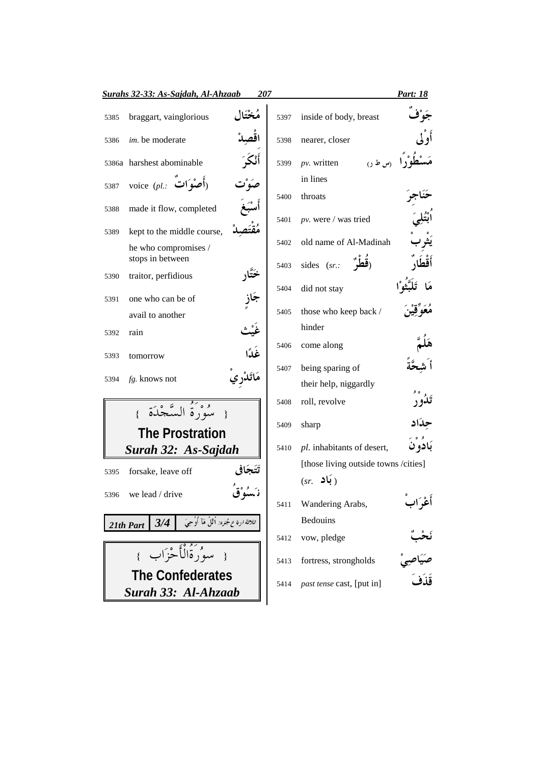| No. | Meaning | Word |
|---|---|---|
| 5385 | braggart, vainglorious | مُخْتَال |
| 5386 | *im.* be moderate | اقْصِدْ |
| 5386a | harshest abominable | أَنْكَرَ |
| 5387 | voice (*pl.*: أَصْوَاتٌ) | صَوْت |
| 5388 | made it flow, completed | أَسْبَغَ |
| 5389 | kept to the middle course, he who compromises / stops in between | مُقْتَصِدْ |
| 5390 | traitor, perfidious | خَتَّار |
| 5391 | one who can be of avail to another | جَازٍ |
| 5392 | rain | غَيْث |
| 5393 | tomorrow | غَدًا |
| 5394 | *fg.* knows not | مَاتَدْرِيْ |

## { سُوْرَةُ السَّجْدَةِ }
## The Prostration
### *Surah 32: As-Sajdah*

| No. | Meaning | Word |
|---|---|---|
| 5395 | forsake, leave off | تَتَجَافٰى |
| 5396 | we lead / drive | نَسُوْقُ |

**21th Part** | **3/4** | ثلاثة ارباع جزء: اُتْلُ مَآ اُوْحِيَ

## { سُوْرَةُالْأَحْزَاب }
## The Confederates
### *Surah 33: Al-Ahzaab*

| No. | Meaning | Word |
|---|---|---|
| 5397 | inside of body, breast | جَوْفٌ |
| 5398 | nearer, closer | أَوْلٰى |
| 5399 | *pv.* written in lines (س ط ر) | مَسْطُوْرًا |
| 5400 | throats | حَنَاجِرَ |
| 5401 | *pv.* were / was tried | أُبْتُلِيَ |
| 5402 | old name of Al-Madinah | يَثْرِبْ |
| 5403 | sides (*sr.*: قُطْرٌ) | أَقْطَارٌ |
| 5404 | did not stay | مَا تَلَبَّثُوْا |
| 5405 | those who keep back / hinder | مُعَوِّقِيْنَ |
| 5406 | come along | هَلُمَّ |
| 5407 | being sparing of their help, niggardly | أَشِحَّةً |
| 5408 | roll, revolve | تَدُوْرُ |
| 5409 | sharp | حِدَاد |
| 5410 | *pl.* inhabitants of desert, [those living outside towns /cities] (*sr.* بَاد) | بَادُوْنَ |
| 5411 | Wandering Arabs, Bedouins | أَعْرَابْ |
| 5412 | vow, pledge | نَحْبٌ |
| 5413 | fortress, strongholds | صَيَاصِيْ |
| 5414 | *past tense* cast, [put in] | قَذَفَ |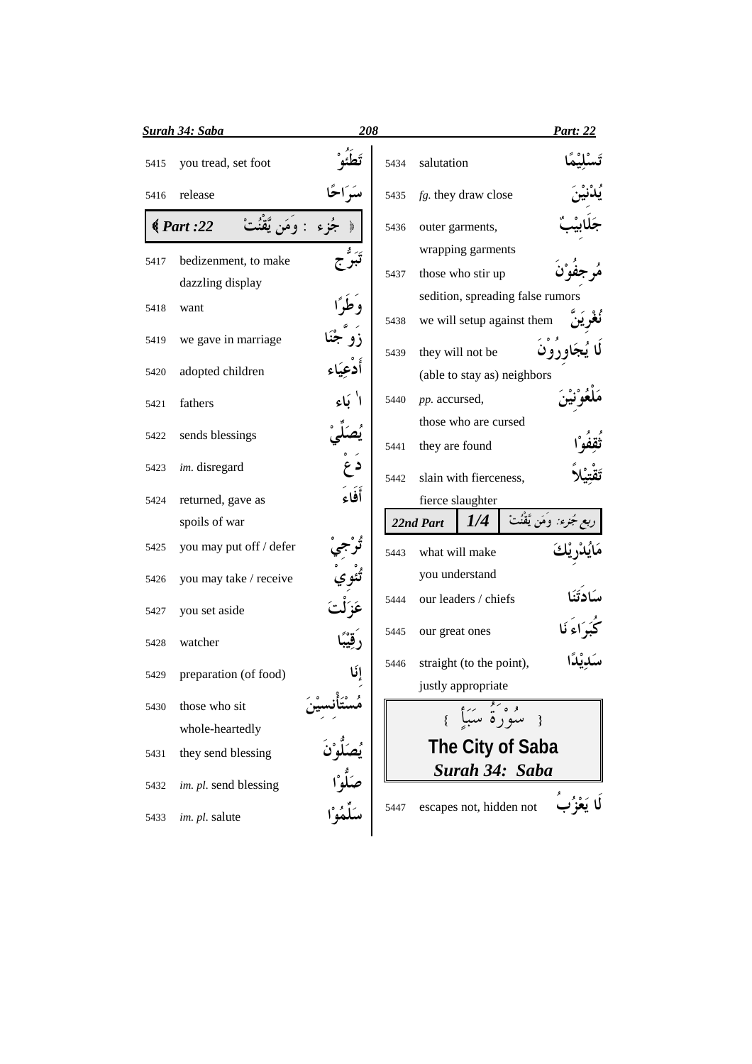| No. | Meaning | Arabic |
|---|---|---|
| 5415 | you tread, set foot | تَطَئُوْ |
| 5416 | release | سَرَاحًا |

**﴾ Part :22 ﴿ جُزء : وَمَن يَّقْنُتْ**

| No. | Meaning | Arabic |
|---|---|---|
| 5417 | bedizenment, to make dazzling display | تَبَرُّج |
| 5418 | want | وَطَرًا |
| 5419 | we gave in marriage | زَوَّجْنَا |
| 5420 | adopted children | أَدْعِيَاء |
| 5421 | fathers | آبَاء |
| 5422 | sends blessings | يُصَلِّيْ |
| 5423 | *im.* disregard | دَعْ |
| 5424 | returned, gave as spoils of war | أَفَاءَ |
| 5425 | you may put off / defer | تُرْجِيْ |
| 5426 | you may take / receive | تُئْوِي |
| 5427 | you set aside | عَزَلْتَ |
| 5428 | watcher | رَقِيْبًا |
| 5429 | preparation (of food) | إِنَا |
| 5430 | those who sit whole-heartedly | مُسْتَأْنِسِيْنَ |
| 5431 | they send blessing | يُصَلُّوْنَ |
| 5432 | *im. pl.* send blessing | صَلُّوْا |
| 5433 | *im. pl.* salute | سَلِّمُوْا |
| 5434 | salutation | تَسْلِيْمًا |
| 5435 | *fg.* they draw close | يُدْنِيْنَ |
| 5436 | outer garments, wrapping garments | جَلَابِيْبٌ |
| 5437 | those who stir up sedition, spreading false rumors | مُرجِفُوْنَ |
| 5438 | we will setup against them | نُغْرِيَنَّ |
| 5439 | they will not be (able to stay as) neighbors | لَا يُجَاوِرُوْنَ |
| 5440 | *pp.* accursed, those who are cursed | مَلْعُوْنِيْنَ |
| 5441 | they are found | ثُقِفُوْا |
| 5442 | slain with fierceness, fierce slaughter | تَقْتِيْلاً |

**22nd Part 1/4 ربع جُزء: وَمَن يَّقْنُتْ**

| No. | Meaning | Arabic |
|---|---|---|
| 5443 | what will make you understand | مَايُدْرِيْكَ |
| 5444 | our leaders / chiefs | سَادَتَنَا |
| 5445 | our great ones | كُبَرَاءَ نَا |
| 5446 | straight (to the point), justly appropriate | سَدِيْدًا |

## { سُوْرَةُ سَبَإٍ }
## The City of Saba
### *Surah 34: Saba*

| No. | Meaning | Arabic |
|---|---|---|
| 5447 | escapes not, hidden not | لَا يَعْزُبُ |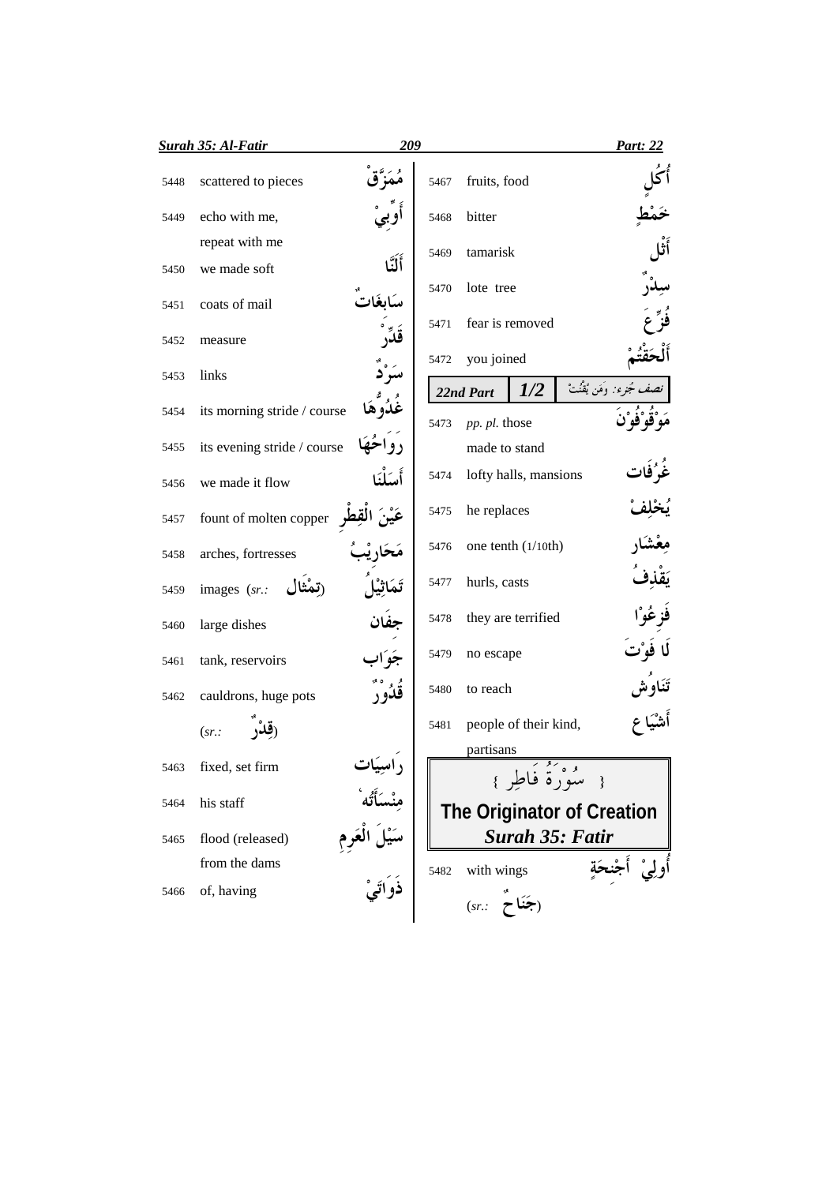| No. | Meaning | Arabic |
| --- | --- | --- |
| 5448 | scattered to pieces | مُمَزَّقْ |
| 5449 | echo with me, repeat with me | أَوِّبِيْ |
| 5450 | we made soft | أَلَنَّا |
| 5451 | coats of mail | سَابِغَاتٌ |
| 5452 | measure | قَدِّرْ |
| 5453 | links | سَرْدٌ |
| 5454 | its morning stride / course | غُدُوُّهَا |
| 5455 | its evening stride / course | رَوَاحُهَا |
| 5456 | we made it flow | أَسَلْنَا |
| 5457 | fount of molten copper | عَيْنَ الْقِطْرِ |
| 5458 | arches, fortresses | مَحَارِيْبُ |
| 5459 | images (*sr.:* تِمْثَال) | تَمَاثِيْلُ |
| 5460 | large dishes | جِفَان |
| 5461 | tank, reservoirs | جَوَاب |
| 5462 | cauldrons, huge pots (*sr.:* قِدْرٌ) | قُدُوْرٌ |
| 5463 | fixed, set firm | رَاسِيَات |
| 5464 | his staff | مِنْسَأَتُهٗ |
| 5465 | flood (released) from the dams | سَيْلَ الْعَرِمِ |
| 5466 | of, having | ذَوَاتَيْ |
| 5467 | fruits, food | أُكُلٍ |
| 5468 | bitter | خَمْطٍ |
| 5469 | tamarisk | أَثْل |
| 5470 | lote tree | سِدْرٌ |
| 5471 | fear is removed | فُزِّعَ |
| 5472 | you joined | أَلْحَقْتُمْ |

**22nd Part 1/2** نصف جُزء: وَمَن يَّقْنُتْ

| No. | Meaning | Arabic |
| --- | --- | --- |
| 5473 | *pp. pl.* those made to stand | مَوْقُوْفُوْنَ |
| 5474 | lofty halls, mansions | غُرُفَات |
| 5475 | he replaces | يُخْلِفْ |
| 5476 | one tenth (1/10th) | مِعْشَار |
| 5477 | hurls, casts | يَقْذِفُ |
| 5478 | they are terrified | فَزِعُوْا |
| 5479 | no escape | لَا فَوْتَ |
| 5480 | to reach | تَنَاوُش |
| 5481 | people of their kind, partisans | أَشْيَاع |

## { سُوْرَةُ فَاطِر }

## The Originator of Creation

## *Surah 35: Fatir*

| No. | Meaning | Arabic |
| --- | --- | --- |
| 5482 | with wings (*sr.:* جَنَاحٌ) | أُولِيْ أَجْنِحَةٍ |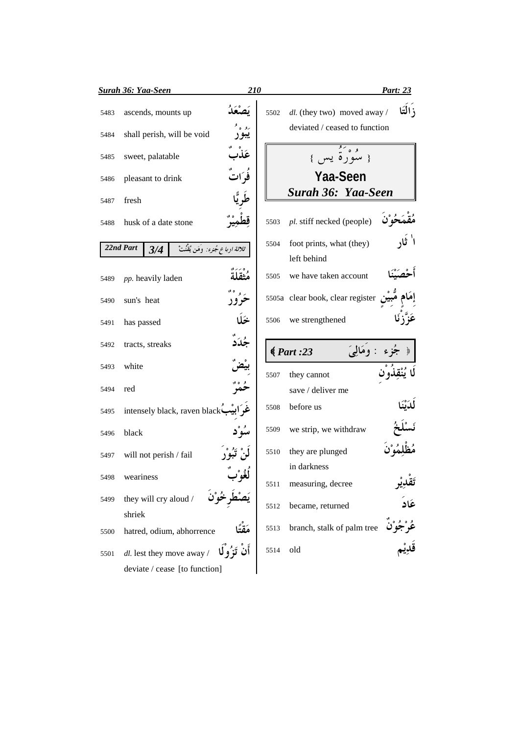| | | |
|---|---|---|
| 5483 | ascends, mounts up | يَصْعَدُ |
| 5484 | shall perish, will be void | يَبُوْرُ |
| 5485 | sweet, palatable | عَذْبٌ |
| 5486 | pleasant to drink | فُرَاتٌ |
| 5487 | fresh | طَرِيًّا |
| 5488 | husk of a date stone | قِطْمِيْرٌ |

**22nd Part** **3/4** ثلاثة اربا ع جزء: وَمَن يَّقْنُتْ

| | | |
|---|---|---|
| 5489 | *pp.* heavily laden | مُثْقَلَةٌ |
| 5490 | sun's heat | حَرُوْرٌ |
| 5491 | has passed | خَلَا |
| 5492 | tracts, streaks | جُدَدٌ |
| 5493 | white | بِيْضٌ |
| 5494 | red | حُمْرٌ |
| 5495 | intensely black, raven black | غَرَابِيْبُ |
| 5496 | black | سُوْد |
| 5497 | will not perish / fail | لَنْ تَبُوْرَ |
| 5498 | weariness | لُغُوْبٌ |
| 5499 | they will cry aloud / shriek | يَصْطَرِخُوْنَ |
| 5500 | hatred, odium, abhorrence | مَقْتًا |
| 5501 | *dl.* lest they move away / deviate / cease [to function] | أَنْ تَزُوْلَا |
| 5502 | *dl.* (they two) moved away / deviated / ceased to function | زَالَتَا |

## { سُوْرَةُ يس }

## Yaa-Seen

## *Surah 36: Yaa-Seen*

| | | |
|---|---|---|
| 5503 | *pl.* stiff necked (people) | مُقْمَحُوْنَ |
| 5504 | foot prints, what (they) left behind | اٰثَار |
| 5505 | we have taken account | أَحْصَيْنَا |
| 5505a | clear book, clear register | إِمَامٍ مُّبِيْنٍ |
| 5506 | we strengthened | عَزَّزْنَا |

**Part :23** جُزء : وَمَالِيَ

| | | |
|---|---|---|
| 5507 | they cannot save / deliver me | لَا يُنْقِذُوْنِ |
| 5508 | before us | لَدَيْنَا |
| 5509 | we strip, we withdraw | نَسْلَخُ |
| 5510 | they are plunged in darkness | مُظْلِمُوْنَ |
| 5511 | measuring, decree | تَقْدِيْر |
| 5512 | became, returned | عَادَ |
| 5513 | branch, stalk of palm tree | عُرْجُوْنٌ |
| 5514 | old | قَدِيْم |